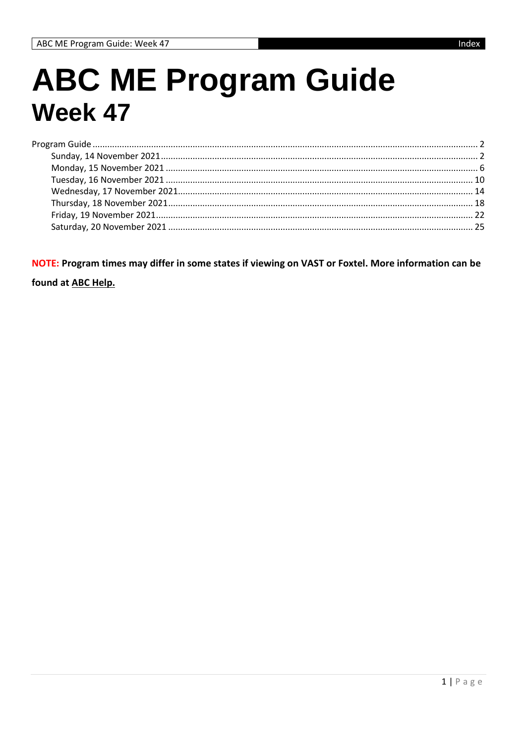# ABC ME Program Guide
## Week 47

- Program Guide ... 2
  - Sunday, 14 November 2021 ... 2
  - Monday, 15 November 2021 ... 6
  - Tuesday, 16 November 2021 ... 10
  - Wednesday, 17 November 2021 ... 14
  - Thursday, 18 November 2021 ... 18
  - Friday, 19 November 2021 ... 22
  - Saturday, 20 November 2021 ... 25

**NOTE: Program times may differ in some states if viewing on VAST or Foxtel. More information can be found at ABC Help.**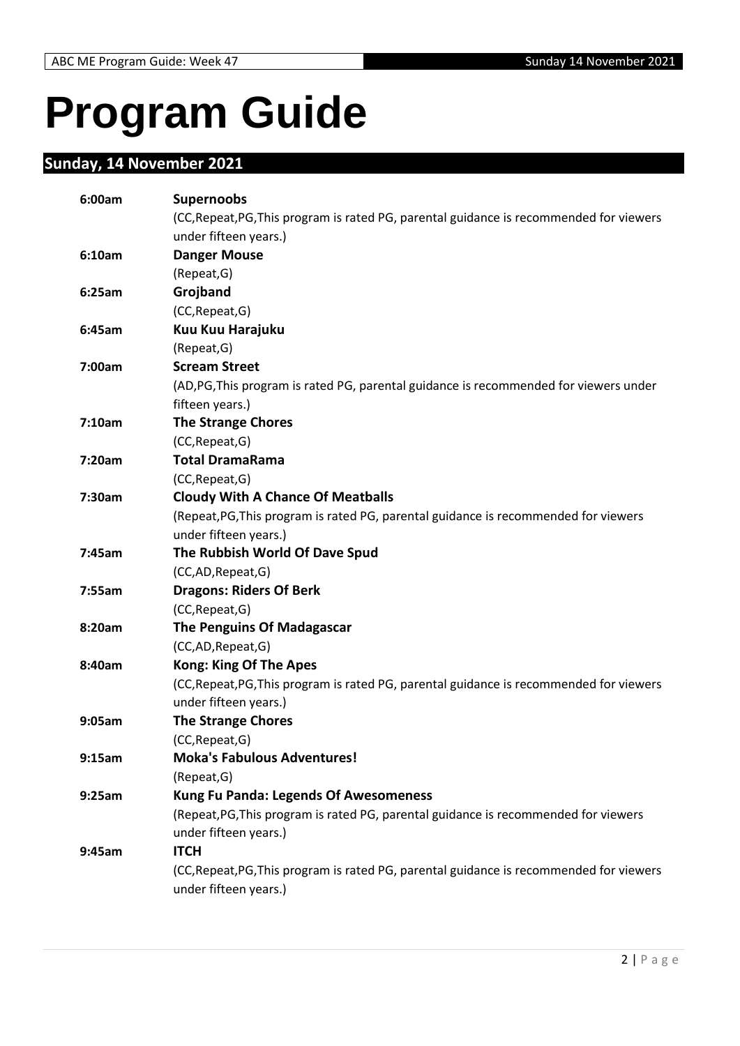# Program Guide

## Sunday, 14 November 2021

**6:00am** **Supernoobs**
(CC,Repeat,PG,This program is rated PG, parental guidance is recommended for viewers under fifteen years.)

**6:10am** **Danger Mouse**
(Repeat,G)

**6:25am** **Grojband**
(CC,Repeat,G)

**6:45am** **Kuu Kuu Harajuku**
(Repeat,G)

**7:00am** **Scream Street**
(AD,PG,This program is rated PG, parental guidance is recommended for viewers under fifteen years.)

**7:10am** **The Strange Chores**
(CC,Repeat,G)

**7:20am** **Total DramaRama**
(CC,Repeat,G)

**7:30am** **Cloudy With A Chance Of Meatballs**
(Repeat,PG,This program is rated PG, parental guidance is recommended for viewers under fifteen years.)

**7:45am** **The Rubbish World Of Dave Spud**
(CC,AD,Repeat,G)

**7:55am** **Dragons: Riders Of Berk**
(CC,Repeat,G)

**8:20am** **The Penguins Of Madagascar**
(CC,AD,Repeat,G)

**8:40am** **Kong: King Of The Apes**
(CC,Repeat,PG,This program is rated PG, parental guidance is recommended for viewers under fifteen years.)

**9:05am** **The Strange Chores**
(CC,Repeat,G)

**9:15am** **Moka's Fabulous Adventures!**
(Repeat,G)

**9:25am** **Kung Fu Panda: Legends Of Awesomeness**
(Repeat,PG,This program is rated PG, parental guidance is recommended for viewers under fifteen years.)

**9:45am** **ITCH**
(CC,Repeat,PG,This program is rated PG, parental guidance is recommended for viewers under fifteen years.)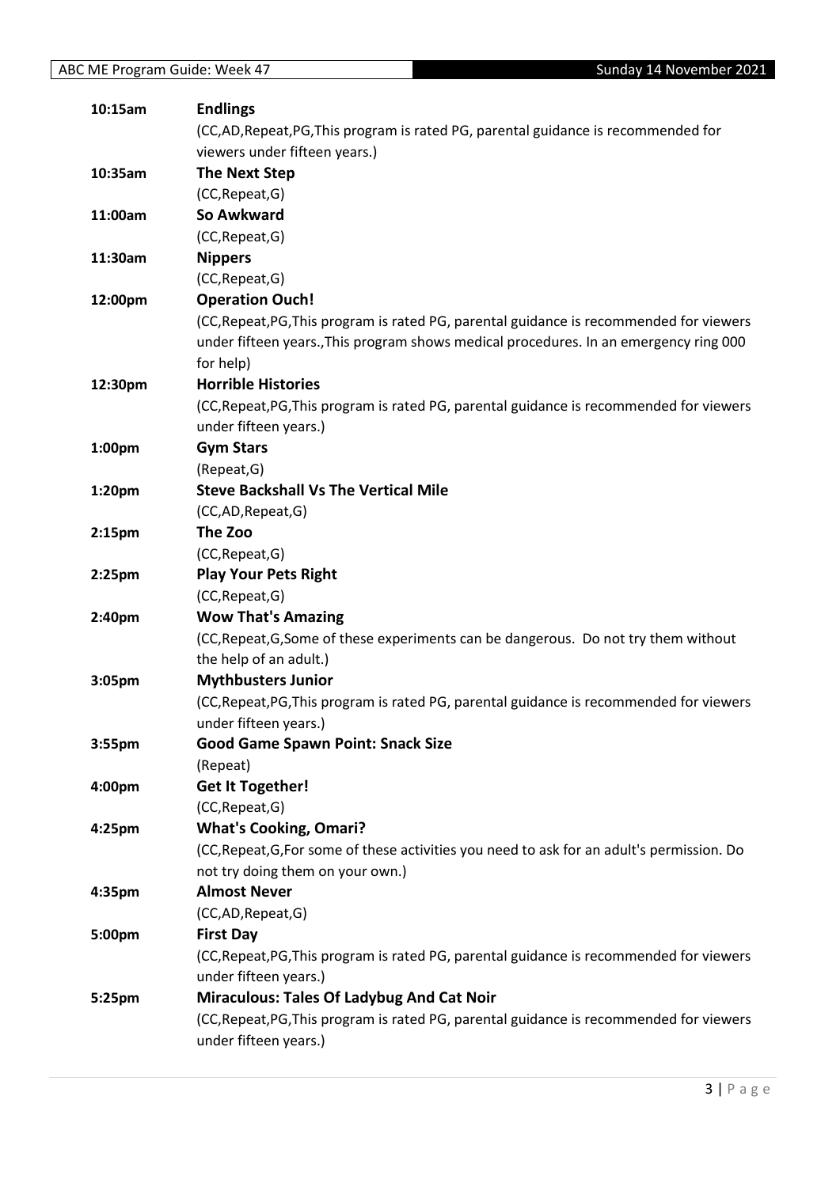| | |
|---|---|
| 10:15am | **Endlings** |
| | (CC,AD,Repeat,PG,This program is rated PG, parental guidance is recommended for viewers under fifteen years.) |
| 10:35am | **The Next Step** |
| | (CC,Repeat,G) |
| 11:00am | **So Awkward** |
| | (CC,Repeat,G) |
| 11:30am | **Nippers** |
| | (CC,Repeat,G) |
| 12:00pm | **Operation Ouch!** |
| | (CC,Repeat,PG,This program is rated PG, parental guidance is recommended for viewers under fifteen years.,This program shows medical procedures. In an emergency ring 000 for help) |
| 12:30pm | **Horrible Histories** |
| | (CC,Repeat,PG,This program is rated PG, parental guidance is recommended for viewers under fifteen years.) |
| 1:00pm | **Gym Stars** |
| | (Repeat,G) |
| 1:20pm | **Steve Backshall Vs The Vertical Mile** |
| | (CC,AD,Repeat,G) |
| 2:15pm | **The Zoo** |
| | (CC,Repeat,G) |
| 2:25pm | **Play Your Pets Right** |
| | (CC,Repeat,G) |
| 2:40pm | **Wow That's Amazing** |
| | (CC,Repeat,G,Some of these experiments can be dangerous. Do not try them without the help of an adult.) |
| 3:05pm | **Mythbusters Junior** |
| | (CC,Repeat,PG,This program is rated PG, parental guidance is recommended for viewers under fifteen years.) |
| 3:55pm | **Good Game Spawn Point: Snack Size** |
| | (Repeat) |
| 4:00pm | **Get It Together!** |
| | (CC,Repeat,G) |
| 4:25pm | **What's Cooking, Omari?** |
| | (CC,Repeat,G,For some of these activities you need to ask for an adult's permission. Do not try doing them on your own.) |
| 4:35pm | **Almost Never** |
| | (CC,AD,Repeat,G) |
| 5:00pm | **First Day** |
| | (CC,Repeat,PG,This program is rated PG, parental guidance is recommended for viewers under fifteen years.) |
| 5:25pm | **Miraculous: Tales Of Ladybug And Cat Noir** |
| | (CC,Repeat,PG,This program is rated PG, parental guidance is recommended for viewers under fifteen years.) |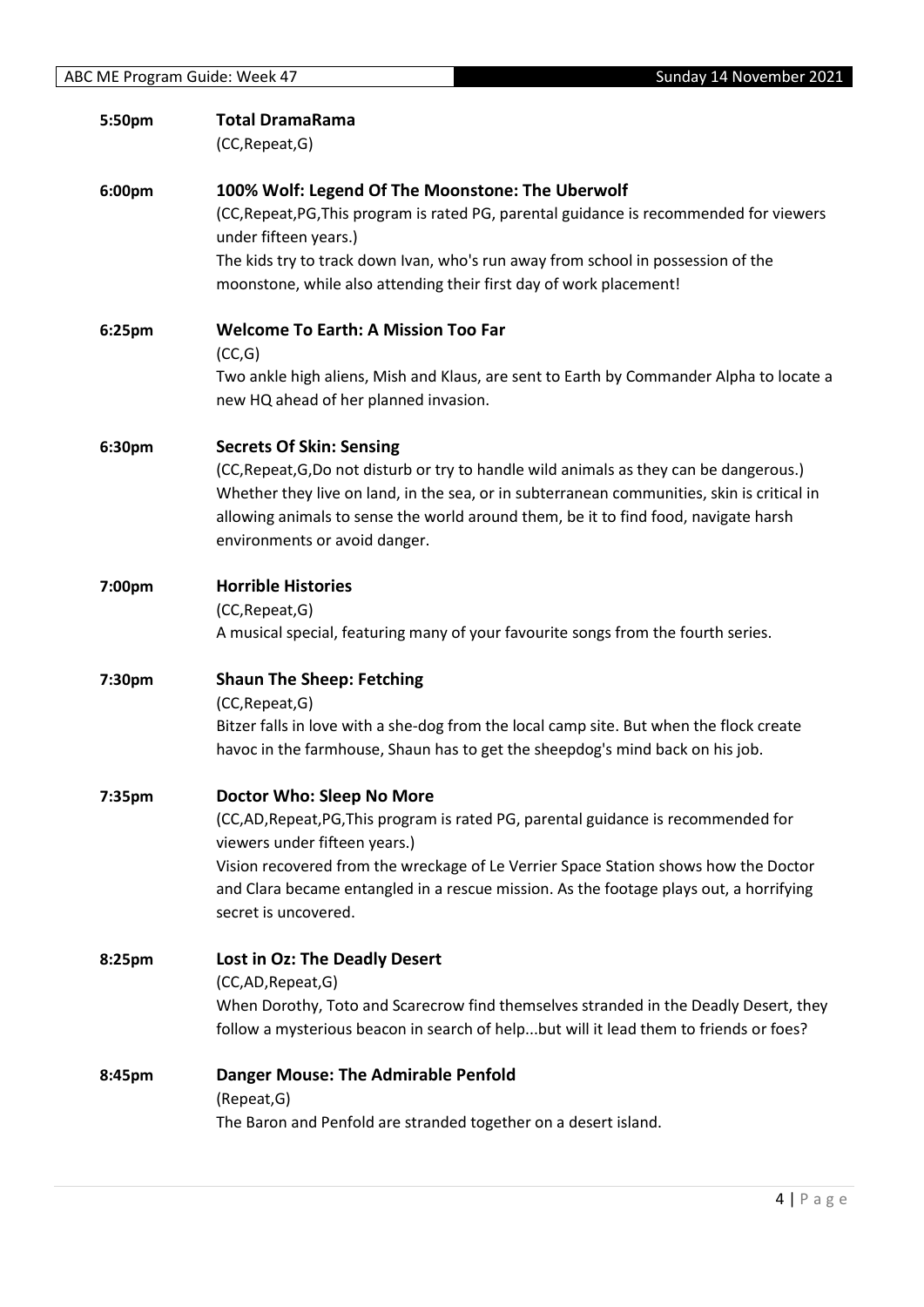**5:50pm** **Total DramaRama**
(CC,Repeat,G)

**6:00pm** **100% Wolf: Legend Of The Moonstone: The Uberwolf**
(CC,Repeat,PG,This program is rated PG, parental guidance is recommended for viewers under fifteen years.)
The kids try to track down Ivan, who's run away from school in possession of the moonstone, while also attending their first day of work placement!

**6:25pm** **Welcome To Earth: A Mission Too Far**
(CC,G)
Two ankle high aliens, Mish and Klaus, are sent to Earth by Commander Alpha to locate a new HQ ahead of her planned invasion.

**6:30pm** **Secrets Of Skin: Sensing**
(CC,Repeat,G,Do not disturb or try to handle wild animals as they can be dangerous.)
Whether they live on land, in the sea, or in subterranean communities, skin is critical in allowing animals to sense the world around them, be it to find food, navigate harsh environments or avoid danger.

**7:00pm** **Horrible Histories**
(CC,Repeat,G)
A musical special, featuring many of your favourite songs from the fourth series.

**7:30pm** **Shaun The Sheep: Fetching**
(CC,Repeat,G)
Bitzer falls in love with a she-dog from the local camp site. But when the flock create havoc in the farmhouse, Shaun has to get the sheepdog's mind back on his job.

**7:35pm** **Doctor Who: Sleep No More**
(CC,AD,Repeat,PG,This program is rated PG, parental guidance is recommended for viewers under fifteen years.)
Vision recovered from the wreckage of Le Verrier Space Station shows how the Doctor and Clara became entangled in a rescue mission. As the footage plays out, a horrifying secret is uncovered.

**8:25pm** **Lost in Oz: The Deadly Desert**
(CC,AD,Repeat,G)
When Dorothy, Toto and Scarecrow find themselves stranded in the Deadly Desert, they follow a mysterious beacon in search of help...but will it lead them to friends or foes?

**8:45pm** **Danger Mouse: The Admirable Penfold**
(Repeat,G)
The Baron and Penfold are stranded together on a desert island.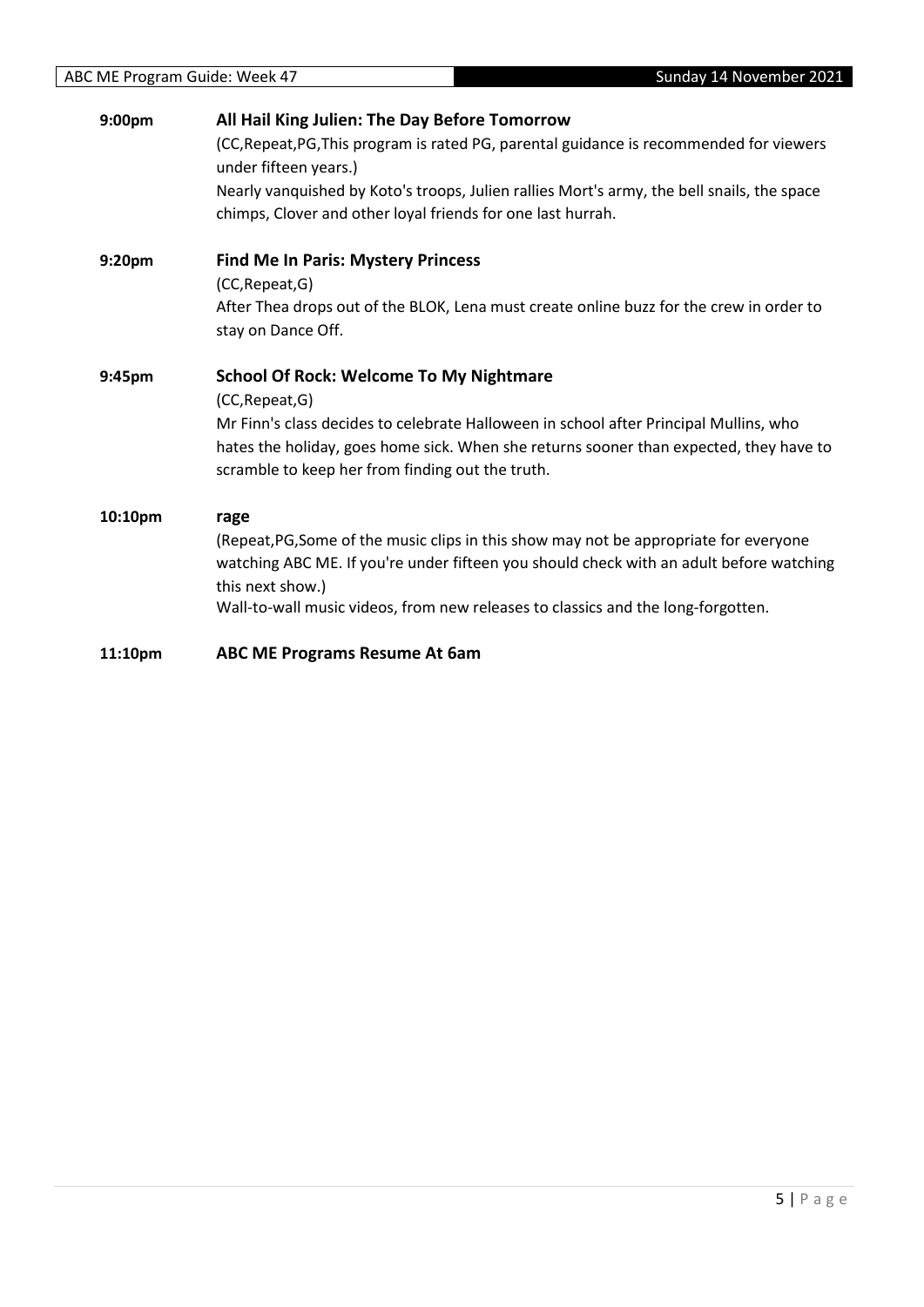**9:00pm** **All Hail King Julien: The Day Before Tomorrow**

(CC,Repeat,PG,This program is rated PG, parental guidance is recommended for viewers under fifteen years.)

Nearly vanquished by Koto's troops, Julien rallies Mort's army, the bell snails, the space chimps, Clover and other loyal friends for one last hurrah.

**9:20pm** **Find Me In Paris: Mystery Princess**

(CC,Repeat,G)

After Thea drops out of the BLOK, Lena must create online buzz for the crew in order to stay on Dance Off.

**9:45pm** **School Of Rock: Welcome To My Nightmare**

(CC,Repeat,G)

Mr Finn's class decides to celebrate Halloween in school after Principal Mullins, who hates the holiday, goes home sick. When she returns sooner than expected, they have to scramble to keep her from finding out the truth.

**10:10pm** **rage**

(Repeat,PG,Some of the music clips in this show may not be appropriate for everyone watching ABC ME. If you're under fifteen you should check with an adult before watching this next show.)

Wall-to-wall music videos, from new releases to classics and the long-forgotten.

**11:10pm** **ABC ME Programs Resume At 6am**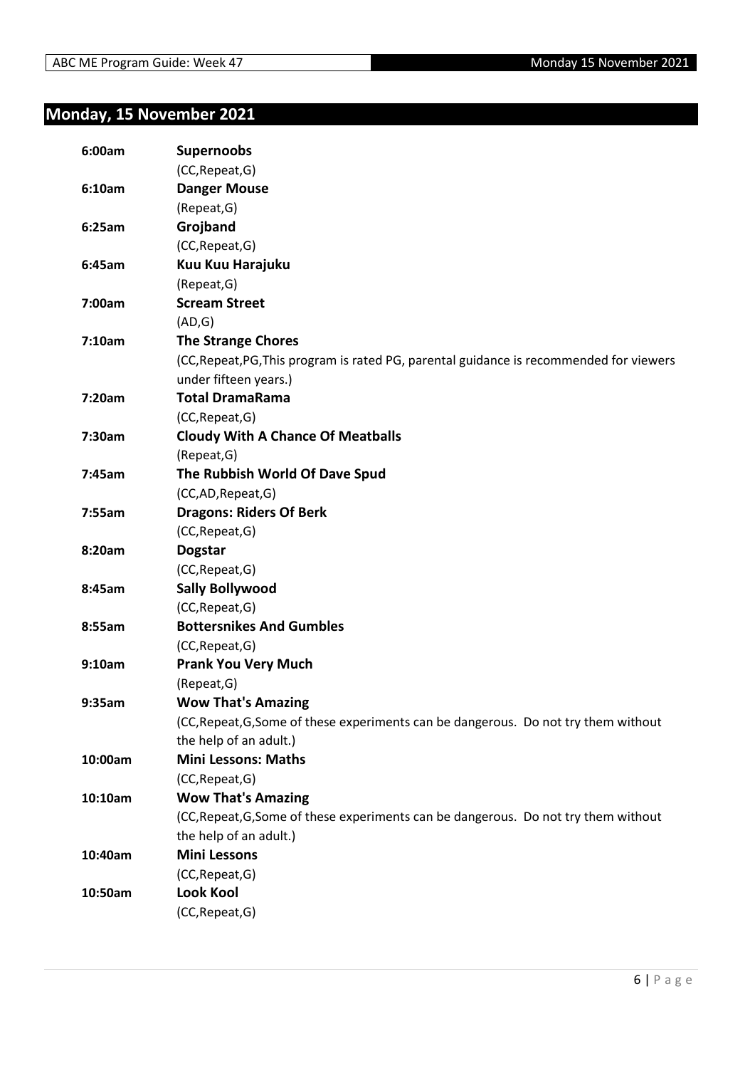## Monday, 15 November 2021

| | |
|---|---|
| **6:00am** | **Supernoobs** |
| | (CC,Repeat,G) |
| **6:10am** | **Danger Mouse** |
| | (Repeat,G) |
| **6:25am** | **Grojband** |
| | (CC,Repeat,G) |
| **6:45am** | **Kuu Kuu Harajuku** |
| | (Repeat,G) |
| **7:00am** | **Scream Street** |
| | (AD,G) |
| **7:10am** | **The Strange Chores** |
| | (CC,Repeat,PG,This program is rated PG, parental guidance is recommended for viewers under fifteen years.) |
| **7:20am** | **Total DramaRama** |
| | (CC,Repeat,G) |
| **7:30am** | **Cloudy With A Chance Of Meatballs** |
| | (Repeat,G) |
| **7:45am** | **The Rubbish World Of Dave Spud** |
| | (CC,AD,Repeat,G) |
| **7:55am** | **Dragons: Riders Of Berk** |
| | (CC,Repeat,G) |
| **8:20am** | **Dogstar** |
| | (CC,Repeat,G) |
| **8:45am** | **Sally Bollywood** |
| | (CC,Repeat,G) |
| **8:55am** | **Bottersnikes And Gumbles** |
| | (CC,Repeat,G) |
| **9:10am** | **Prank You Very Much** |
| | (Repeat,G) |
| **9:35am** | **Wow That's Amazing** |
| | (CC,Repeat,G,Some of these experiments can be dangerous. Do not try them without the help of an adult.) |
| **10:00am** | **Mini Lessons: Maths** |
| | (CC,Repeat,G) |
| **10:10am** | **Wow That's Amazing** |
| | (CC,Repeat,G,Some of these experiments can be dangerous. Do not try them without the help of an adult.) |
| **10:40am** | **Mini Lessons** |
| | (CC,Repeat,G) |
| **10:50am** | **Look Kool** |
| | (CC,Repeat,G) |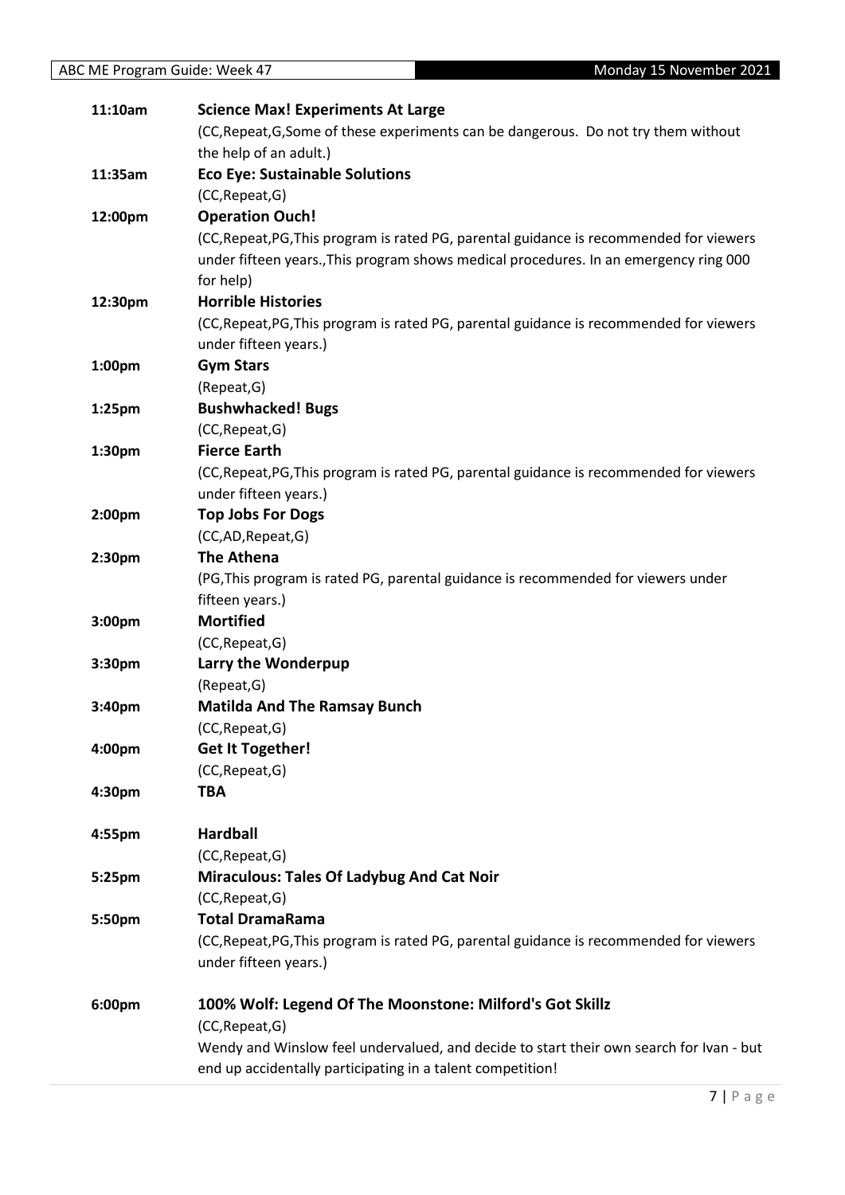| | |
|---|---|
| **11:10am** | **Science Max! Experiments At Large** |
| | (CC,Repeat,G,Some of these experiments can be dangerous. Do not try them without the help of an adult.) |
| **11:35am** | **Eco Eye: Sustainable Solutions** |
| | (CC,Repeat,G) |
| **12:00pm** | **Operation Ouch!** |
| | (CC,Repeat,PG,This program is rated PG, parental guidance is recommended for viewers under fifteen years.,This program shows medical procedures. In an emergency ring 000 for help) |
| **12:30pm** | **Horrible Histories** |
| | (CC,Repeat,PG,This program is rated PG, parental guidance is recommended for viewers under fifteen years.) |
| **1:00pm** | **Gym Stars** |
| | (Repeat,G) |
| **1:25pm** | **Bushwhacked! Bugs** |
| | (CC,Repeat,G) |
| **1:30pm** | **Fierce Earth** |
| | (CC,Repeat,PG,This program is rated PG, parental guidance is recommended for viewers under fifteen years.) |
| **2:00pm** | **Top Jobs For Dogs** |
| | (CC,AD,Repeat,G) |
| **2:30pm** | **The Athena** |
| | (PG,This program is rated PG, parental guidance is recommended for viewers under fifteen years.) |
| **3:00pm** | **Mortified** |
| | (CC,Repeat,G) |
| **3:30pm** | **Larry the Wonderpup** |
| | (Repeat,G) |
| **3:40pm** | **Matilda And The Ramsay Bunch** |
| | (CC,Repeat,G) |
| **4:00pm** | **Get It Together!** |
| | (CC,Repeat,G) |
| **4:30pm** | **TBA** |
| **4:55pm** | **Hardball** |
| | (CC,Repeat,G) |
| **5:25pm** | **Miraculous: Tales Of Ladybug And Cat Noir** |
| | (CC,Repeat,G) |
| **5:50pm** | **Total DramaRama** |
| | (CC,Repeat,PG,This program is rated PG, parental guidance is recommended for viewers under fifteen years.) |
| **6:00pm** | **100% Wolf: Legend Of The Moonstone: Milford's Got Skillz** |
| | (CC,Repeat,G) |
| | Wendy and Winslow feel undervalued, and decide to start their own search for Ivan - but end up accidentally participating in a talent competition! |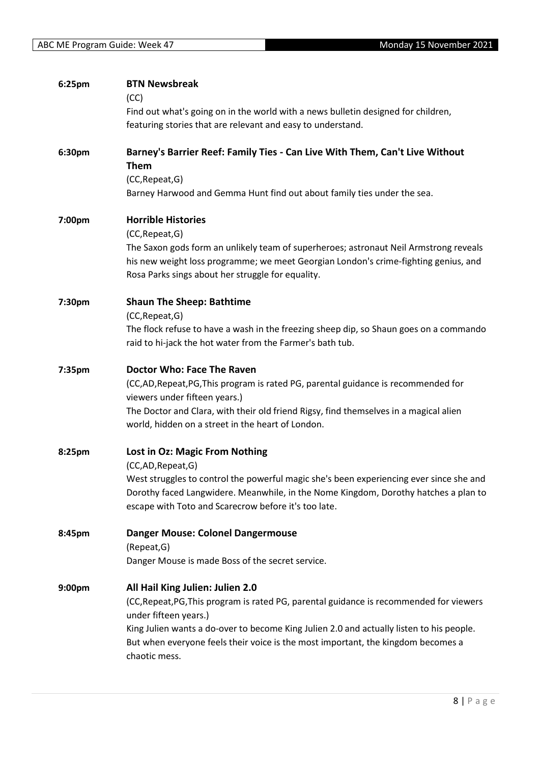**6:25pm** **BTN Newsbreak**

(CC)

Find out what's going on in the world with a news bulletin designed for children, featuring stories that are relevant and easy to understand.

**6:30pm** **Barney's Barrier Reef: Family Ties - Can Live With Them, Can't Live Without Them**

(CC,Repeat,G)

Barney Harwood and Gemma Hunt find out about family ties under the sea.

**7:00pm** **Horrible Histories**

(CC,Repeat,G)

The Saxon gods form an unlikely team of superheroes; astronaut Neil Armstrong reveals his new weight loss programme; we meet Georgian London's crime-fighting genius, and Rosa Parks sings about her struggle for equality.

**7:30pm** **Shaun The Sheep: Bathtime**

(CC,Repeat,G)

The flock refuse to have a wash in the freezing sheep dip, so Shaun goes on a commando raid to hi-jack the hot water from the Farmer's bath tub.

**7:35pm** **Doctor Who: Face The Raven**

(CC,AD,Repeat,PG,This program is rated PG, parental guidance is recommended for viewers under fifteen years.)

The Doctor and Clara, with their old friend Rigsy, find themselves in a magical alien world, hidden on a street in the heart of London.

**8:25pm** **Lost in Oz: Magic From Nothing**

(CC,AD,Repeat,G)

West struggles to control the powerful magic she's been experiencing ever since she and Dorothy faced Langwidere. Meanwhile, in the Nome Kingdom, Dorothy hatches a plan to escape with Toto and Scarecrow before it's too late.

**8:45pm** **Danger Mouse: Colonel Dangermouse**

(Repeat,G)

Danger Mouse is made Boss of the secret service.

**9:00pm** **All Hail King Julien: Julien 2.0**

(CC,Repeat,PG,This program is rated PG, parental guidance is recommended for viewers under fifteen years.)

King Julien wants a do-over to become King Julien 2.0 and actually listen to his people. But when everyone feels their voice is the most important, the kingdom becomes a chaotic mess.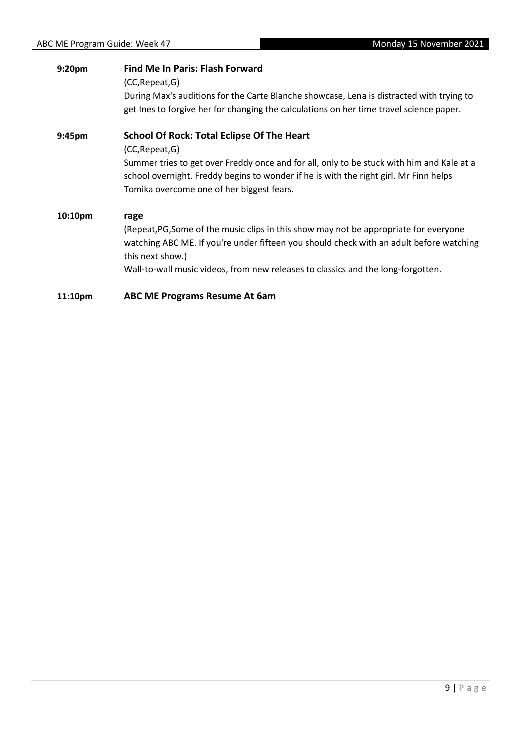**9:20pm** **Find Me In Paris: Flash Forward**

(CC,Repeat,G)

During Max's auditions for the Carte Blanche showcase, Lena is distracted with trying to get Ines to forgive her for changing the calculations on her time travel science paper.

**9:45pm** **School Of Rock: Total Eclipse Of The Heart**

(CC,Repeat,G)

Summer tries to get over Freddy once and for all, only to be stuck with him and Kale at a school overnight. Freddy begins to wonder if he is with the right girl. Mr Finn helps Tomika overcome one of her biggest fears.

**10:10pm** **rage**

(Repeat,PG,Some of the music clips in this show may not be appropriate for everyone watching ABC ME. If you're under fifteen you should check with an adult before watching this next show.)

Wall-to-wall music videos, from new releases to classics and the long-forgotten.

**11:10pm** **ABC ME Programs Resume At 6am**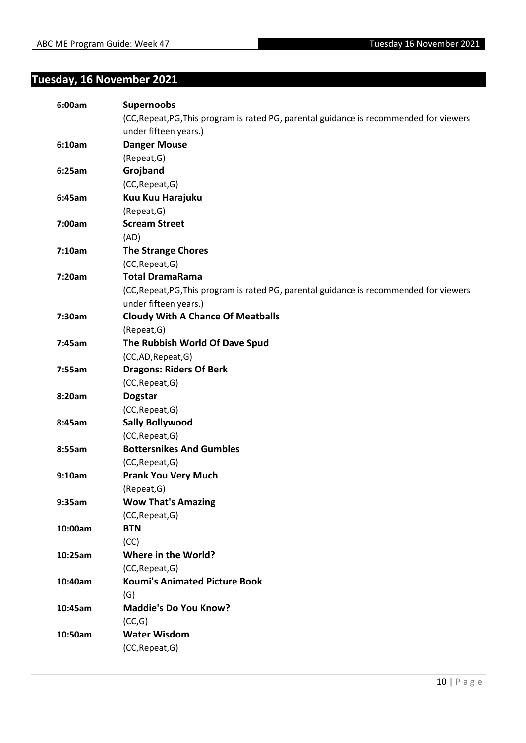# Tuesday, 16 November 2021

| | |
|---|---|
| 6:00am | **Supernoobs**<br>(CC,Repeat,PG,This program is rated PG, parental guidance is recommended for viewers under fifteen years.) |
| 6:10am | **Danger Mouse**<br>(Repeat,G) |
| 6:25am | **Grojband**<br>(CC,Repeat,G) |
| 6:45am | **Kuu Kuu Harajuku**<br>(Repeat,G) |
| 7:00am | **Scream Street**<br>(AD) |
| 7:10am | **The Strange Chores**<br>(CC,Repeat,G) |
| 7:20am | **Total DramaRama**<br>(CC,Repeat,PG,This program is rated PG, parental guidance is recommended for viewers under fifteen years.) |
| 7:30am | **Cloudy With A Chance Of Meatballs**<br>(Repeat,G) |
| 7:45am | **The Rubbish World Of Dave Spud**<br>(CC,AD,Repeat,G) |
| 7:55am | **Dragons: Riders Of Berk**<br>(CC,Repeat,G) |
| 8:20am | **Dogstar**<br>(CC,Repeat,G) |
| 8:45am | **Sally Bollywood**<br>(CC,Repeat,G) |
| 8:55am | **Bottersnikes And Gumbles**<br>(CC,Repeat,G) |
| 9:10am | **Prank You Very Much**<br>(Repeat,G) |
| 9:35am | **Wow That's Amazing**<br>(CC,Repeat,G) |
| 10:00am | **BTN**<br>(CC) |
| 10:25am | **Where in the World?**<br>(CC,Repeat,G) |
| 10:40am | **Koumi's Animated Picture Book**<br>(G) |
| 10:45am | **Maddie's Do You Know?**<br>(CC,G) |
| 10:50am | **Water Wisdom**<br>(CC,Repeat,G) |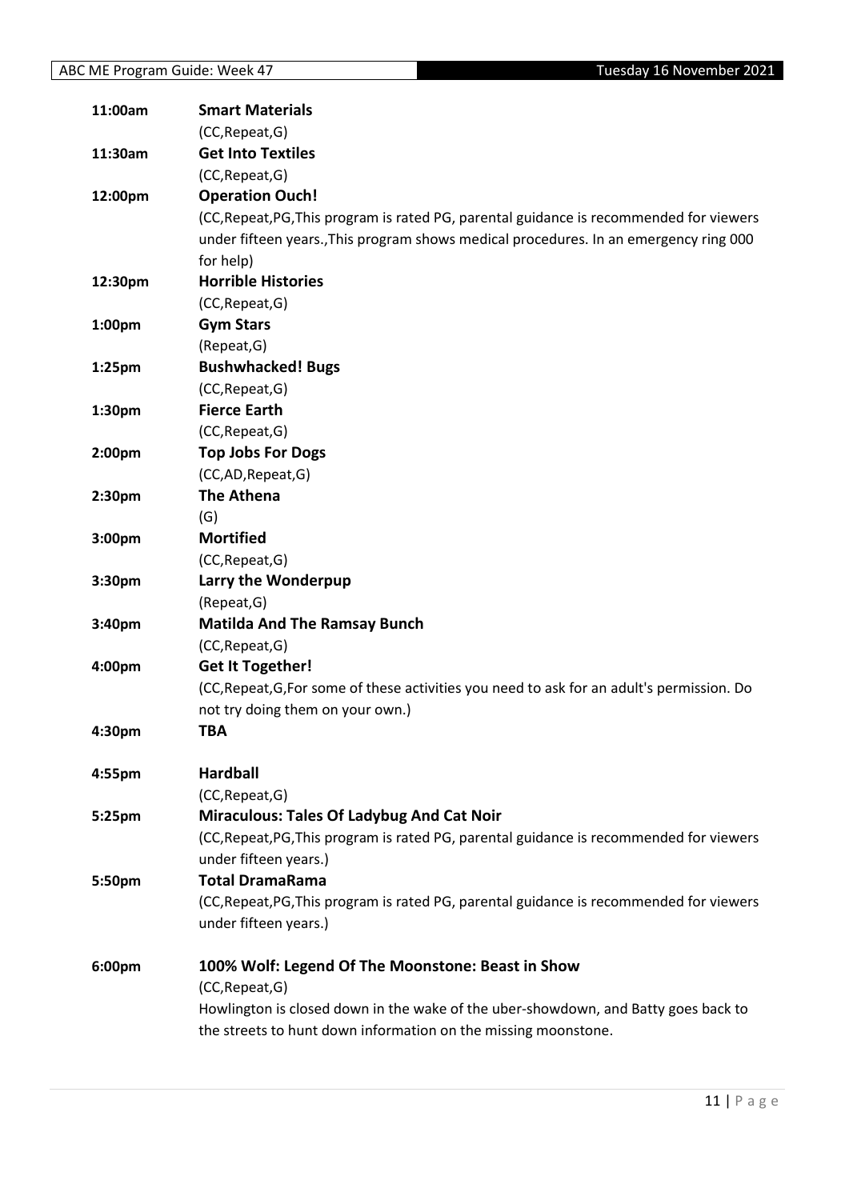| | |
|---|---|
| **11:00am** | **Smart Materials** |
| | (CC,Repeat,G) |
| **11:30am** | **Get Into Textiles** |
| | (CC,Repeat,G) |
| **12:00pm** | **Operation Ouch!** |
| | (CC,Repeat,PG,This program is rated PG, parental guidance is recommended for viewers under fifteen years.,This program shows medical procedures. In an emergency ring 000 for help) |
| **12:30pm** | **Horrible Histories** |
| | (CC,Repeat,G) |
| **1:00pm** | **Gym Stars** |
| | (Repeat,G) |
| **1:25pm** | **Bushwhacked! Bugs** |
| | (CC,Repeat,G) |
| **1:30pm** | **Fierce Earth** |
| | (CC,Repeat,G) |
| **2:00pm** | **Top Jobs For Dogs** |
| | (CC,AD,Repeat,G) |
| **2:30pm** | **The Athena** |
| | (G) |
| **3:00pm** | **Mortified** |
| | (CC,Repeat,G) |
| **3:30pm** | **Larry the Wonderpup** |
| | (Repeat,G) |
| **3:40pm** | **Matilda And The Ramsay Bunch** |
| | (CC,Repeat,G) |
| **4:00pm** | **Get It Together!** |
| | (CC,Repeat,G,For some of these activities you need to ask for an adult's permission. Do not try doing them on your own.) |
| **4:30pm** | **TBA** |
| **4:55pm** | **Hardball** |
| | (CC,Repeat,G) |
| **5:25pm** | **Miraculous: Tales Of Ladybug And Cat Noir** |
| | (CC,Repeat,PG,This program is rated PG, parental guidance is recommended for viewers under fifteen years.) |
| **5:50pm** | **Total DramaRama** |
| | (CC,Repeat,PG,This program is rated PG, parental guidance is recommended for viewers under fifteen years.) |
| **6:00pm** | **100% Wolf: Legend Of The Moonstone: Beast in Show** |
| | (CC,Repeat,G) |
| | Howlington is closed down in the wake of the uber-showdown, and Batty goes back to the streets to hunt down information on the missing moonstone. |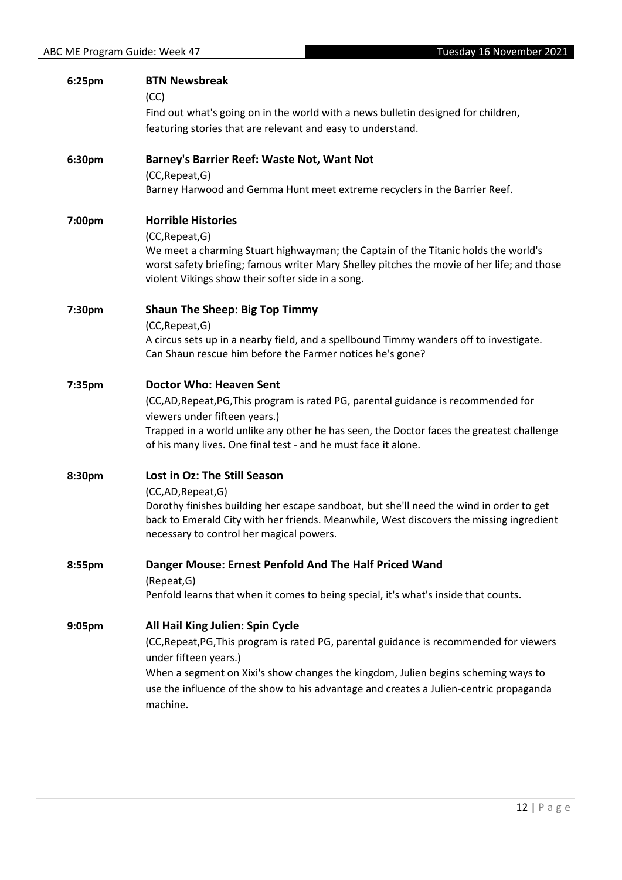**6:25pm** **BTN Newsbreak**

(CC)

Find out what's going on in the world with a news bulletin designed for children, featuring stories that are relevant and easy to understand.

**6:30pm** **Barney's Barrier Reef: Waste Not, Want Not**

(CC,Repeat,G)

Barney Harwood and Gemma Hunt meet extreme recyclers in the Barrier Reef.

**7:00pm** **Horrible Histories**

(CC,Repeat,G)

We meet a charming Stuart highwayman; the Captain of the Titanic holds the world's worst safety briefing; famous writer Mary Shelley pitches the movie of her life; and those violent Vikings show their softer side in a song.

**7:30pm** **Shaun The Sheep: Big Top Timmy**

(CC,Repeat,G)

A circus sets up in a nearby field, and a spellbound Timmy wanders off to investigate. Can Shaun rescue him before the Farmer notices he's gone?

**7:35pm** **Doctor Who: Heaven Sent**

(CC,AD,Repeat,PG,This program is rated PG, parental guidance is recommended for viewers under fifteen years.)

Trapped in a world unlike any other he has seen, the Doctor faces the greatest challenge of his many lives. One final test - and he must face it alone.

**8:30pm** **Lost in Oz: The Still Season**

(CC,AD,Repeat,G)

Dorothy finishes building her escape sandboat, but she'll need the wind in order to get back to Emerald City with her friends. Meanwhile, West discovers the missing ingredient necessary to control her magical powers.

**8:55pm** **Danger Mouse: Ernest Penfold And The Half Priced Wand**

(Repeat,G)

Penfold learns that when it comes to being special, it's what's inside that counts.

**9:05pm** **All Hail King Julien: Spin Cycle**

(CC,Repeat,PG,This program is rated PG, parental guidance is recommended for viewers under fifteen years.)

When a segment on Xixi's show changes the kingdom, Julien begins scheming ways to use the influence of the show to his advantage and creates a Julien-centric propaganda machine.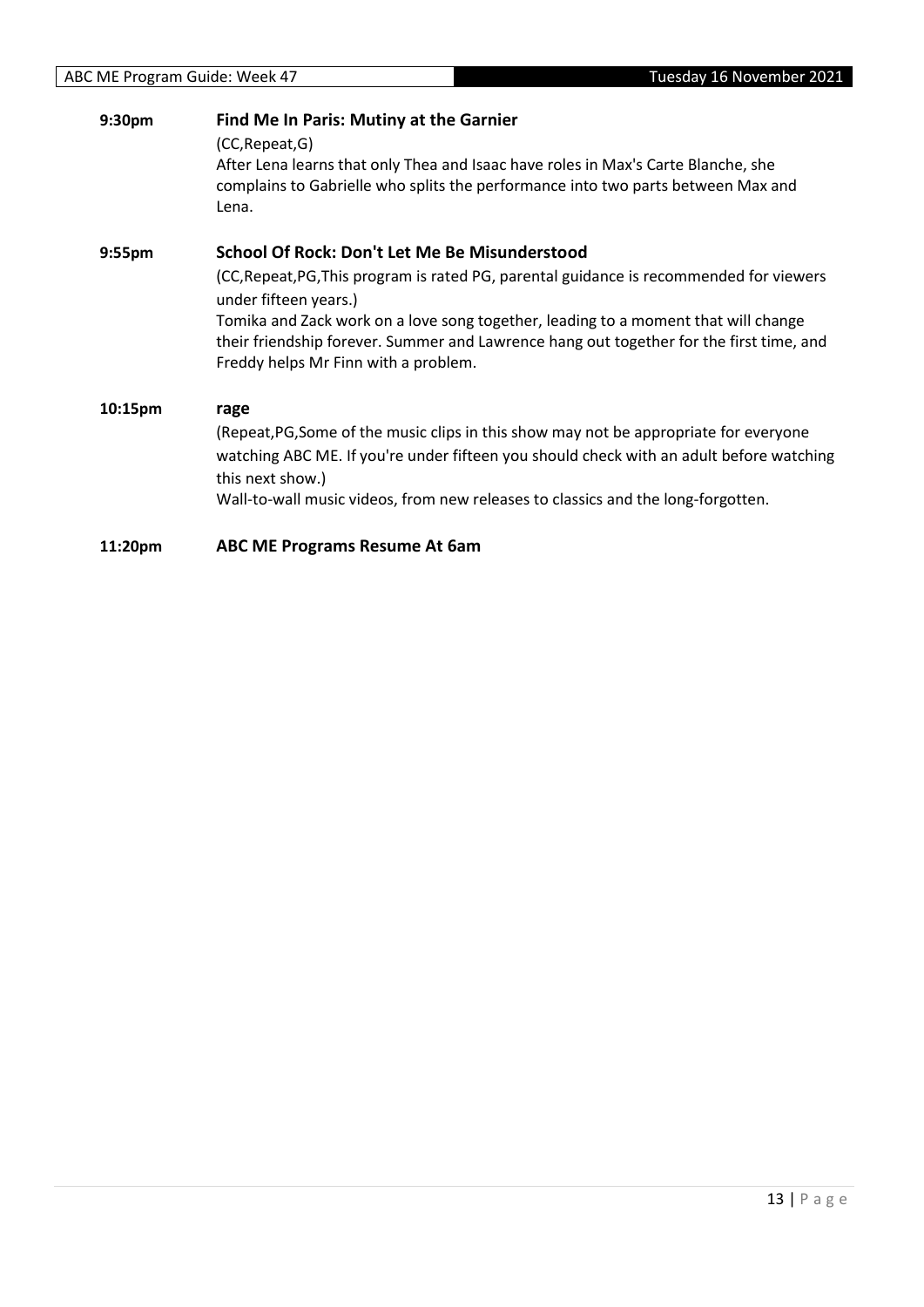**9:30pm** **Find Me In Paris: Mutiny at the Garnier**

(CC,Repeat,G)

After Lena learns that only Thea and Isaac have roles in Max's Carte Blanche, she complains to Gabrielle who splits the performance into two parts between Max and Lena.

**9:55pm** **School Of Rock: Don't Let Me Be Misunderstood**

(CC,Repeat,PG,This program is rated PG, parental guidance is recommended for viewers under fifteen years.)

Tomika and Zack work on a love song together, leading to a moment that will change their friendship forever. Summer and Lawrence hang out together for the first time, and Freddy helps Mr Finn with a problem.

**10:15pm** **rage**

(Repeat,PG,Some of the music clips in this show may not be appropriate for everyone watching ABC ME. If you're under fifteen you should check with an adult before watching this next show.)

Wall-to-wall music videos, from new releases to classics and the long-forgotten.

**11:20pm** **ABC ME Programs Resume At 6am**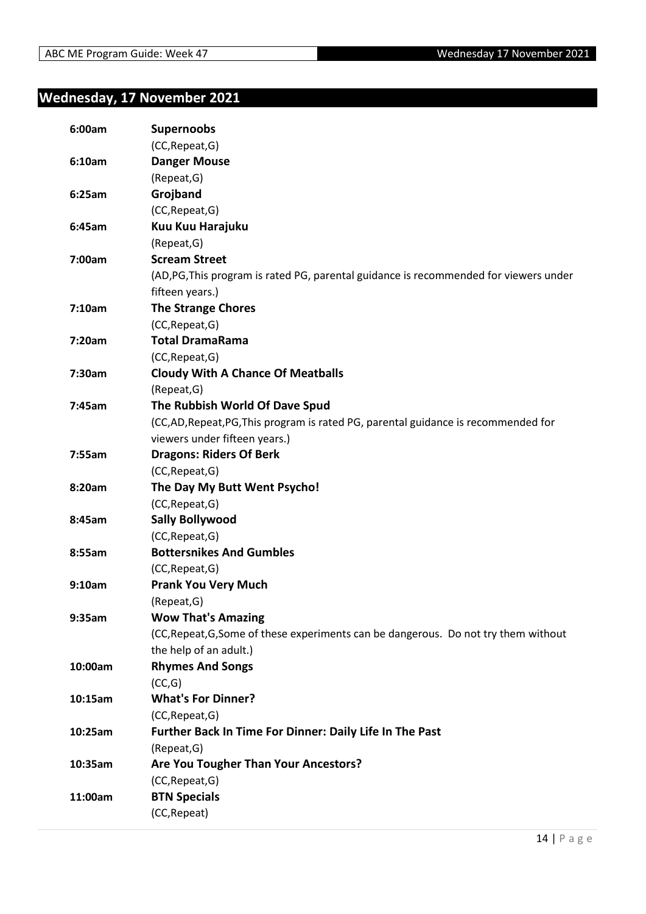# Wednesday, 17 November 2021

| | | |
|---|---|---|
| **6:00am** | **Supernoobs** | |
| | (CC,Repeat,G) | |
| **6:10am** | **Danger Mouse** | |
| | (Repeat,G) | |
| **6:25am** | **Grojband** | |
| | (CC,Repeat,G) | |
| **6:45am** | **Kuu Kuu Harajuku** | |
| | (Repeat,G) | |
| **7:00am** | **Scream Street** | |
| | (AD,PG,This program is rated PG, parental guidance is recommended for viewers under fifteen years.) | |
| **7:10am** | **The Strange Chores** | |
| | (CC,Repeat,G) | |
| **7:20am** | **Total DramaRama** | |
| | (CC,Repeat,G) | |
| **7:30am** | **Cloudy With A Chance Of Meatballs** | |
| | (Repeat,G) | |
| **7:45am** | **The Rubbish World Of Dave Spud** | |
| | (CC,AD,Repeat,PG,This program is rated PG, parental guidance is recommended for viewers under fifteen years.) | |
| **7:55am** | **Dragons: Riders Of Berk** | |
| | (CC,Repeat,G) | |
| **8:20am** | **The Day My Butt Went Psycho!** | |
| | (CC,Repeat,G) | |
| **8:45am** | **Sally Bollywood** | |
| | (CC,Repeat,G) | |
| **8:55am** | **Bottersnikes And Gumbles** | |
| | (CC,Repeat,G) | |
| **9:10am** | **Prank You Very Much** | |
| | (Repeat,G) | |
| **9:35am** | **Wow That's Amazing** | |
| | (CC,Repeat,G,Some of these experiments can be dangerous. Do not try them without the help of an adult.) | |
| **10:00am** | **Rhymes And Songs** | |
| | (CC,G) | |
| **10:15am** | **What's For Dinner?** | |
| | (CC,Repeat,G) | |
| **10:25am** | **Further Back In Time For Dinner: Daily Life In The Past** | |
| | (Repeat,G) | |
| **10:35am** | **Are You Tougher Than Your Ancestors?** | |
| | (CC,Repeat,G) | |
| **11:00am** | **BTN Specials** | |
| | (CC,Repeat) | |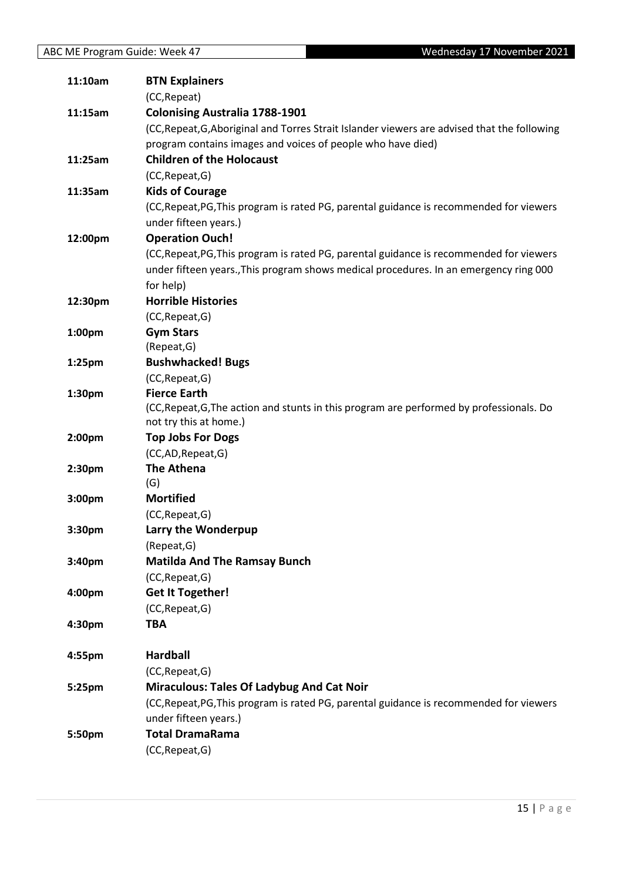| | | |
|---|---|---|
| 11:10am | **BTN Explainers** | (CC,Repeat) |
| 11:15am | **Colonising Australia 1788-1901** | (CC,Repeat,G,Aboriginal and Torres Strait Islander viewers are advised that the following program contains images and voices of people who have died) |
| 11:25am | **Children of the Holocaust** | (CC,Repeat,G) |
| 11:35am | **Kids of Courage** | (CC,Repeat,PG,This program is rated PG, parental guidance is recommended for viewers under fifteen years.) |
| 12:00pm | **Operation Ouch!** | (CC,Repeat,PG,This program is rated PG, parental guidance is recommended for viewers under fifteen years.,This program shows medical procedures. In an emergency ring 000 for help) |
| 12:30pm | **Horrible Histories** | (CC,Repeat,G) |
| 1:00pm | **Gym Stars** | (Repeat,G) |
| 1:25pm | **Bushwhacked! Bugs** | (CC,Repeat,G) |
| 1:30pm | **Fierce Earth** | (CC,Repeat,G,The action and stunts in this program are performed by professionals. Do not try this at home.) |
| 2:00pm | **Top Jobs For Dogs** | (CC,AD,Repeat,G) |
| 2:30pm | **The Athena** | (G) |
| 3:00pm | **Mortified** | (CC,Repeat,G) |
| 3:30pm | **Larry the Wonderpup** | (Repeat,G) |
| 3:40pm | **Matilda And The Ramsay Bunch** | (CC,Repeat,G) |
| 4:00pm | **Get It Together!** | (CC,Repeat,G) |
| 4:30pm | **TBA** | |
| 4:55pm | **Hardball** | (CC,Repeat,G) |
| 5:25pm | **Miraculous: Tales Of Ladybug And Cat Noir** | (CC,Repeat,PG,This program is rated PG, parental guidance is recommended for viewers under fifteen years.) |
| 5:50pm | **Total DramaRama** | (CC,Repeat,G) |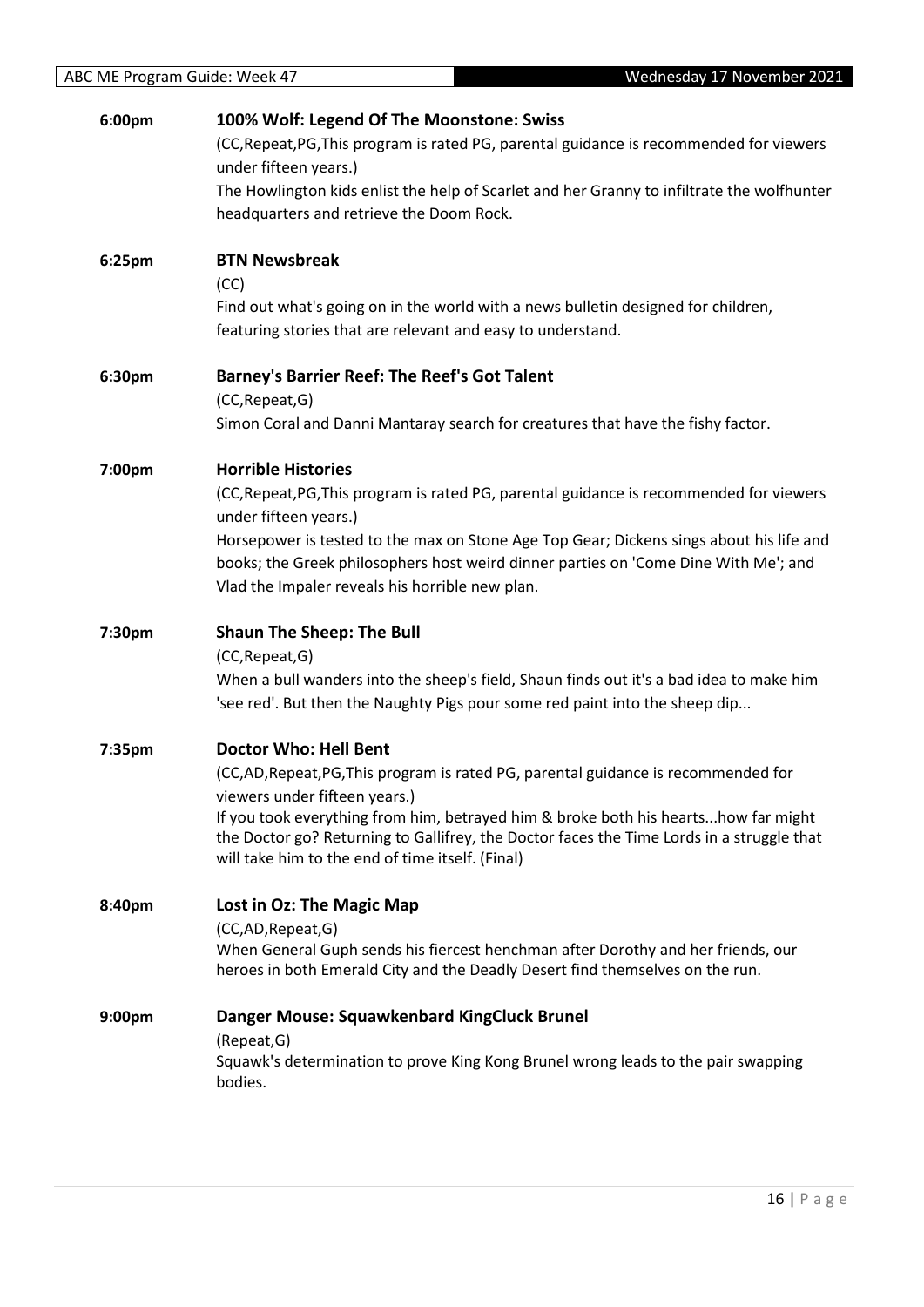**6:00pm** **100% Wolf: Legend Of The Moonstone: Swiss**

(CC,Repeat,PG,This program is rated PG, parental guidance is recommended for viewers under fifteen years.)

The Howlington kids enlist the help of Scarlet and her Granny to infiltrate the wolfhunter headquarters and retrieve the Doom Rock.

**6:25pm** **BTN Newsbreak**

(CC)

Find out what's going on in the world with a news bulletin designed for children, featuring stories that are relevant and easy to understand.

**6:30pm** **Barney's Barrier Reef: The Reef's Got Talent**

(CC,Repeat,G)

Simon Coral and Danni Mantaray search for creatures that have the fishy factor.

**7:00pm** **Horrible Histories**

(CC,Repeat,PG,This program is rated PG, parental guidance is recommended for viewers under fifteen years.)

Horsepower is tested to the max on Stone Age Top Gear; Dickens sings about his life and books; the Greek philosophers host weird dinner parties on 'Come Dine With Me'; and Vlad the Impaler reveals his horrible new plan.

**7:30pm** **Shaun The Sheep: The Bull**

(CC,Repeat,G)

When a bull wanders into the sheep's field, Shaun finds out it's a bad idea to make him 'see red'. But then the Naughty Pigs pour some red paint into the sheep dip...

**7:35pm** **Doctor Who: Hell Bent**

(CC,AD,Repeat,PG,This program is rated PG, parental guidance is recommended for viewers under fifteen years.)

If you took everything from him, betrayed him & broke both his hearts...how far might the Doctor go? Returning to Gallifrey, the Doctor faces the Time Lords in a struggle that will take him to the end of time itself. (Final)

**8:40pm** **Lost in Oz: The Magic Map**

(CC,AD,Repeat,G)

When General Guph sends his fiercest henchman after Dorothy and her friends, our heroes in both Emerald City and the Deadly Desert find themselves on the run.

**9:00pm** **Danger Mouse: Squawkenbard KingCluck Brunel**

(Repeat,G)

Squawk's determination to prove King Kong Brunel wrong leads to the pair swapping bodies.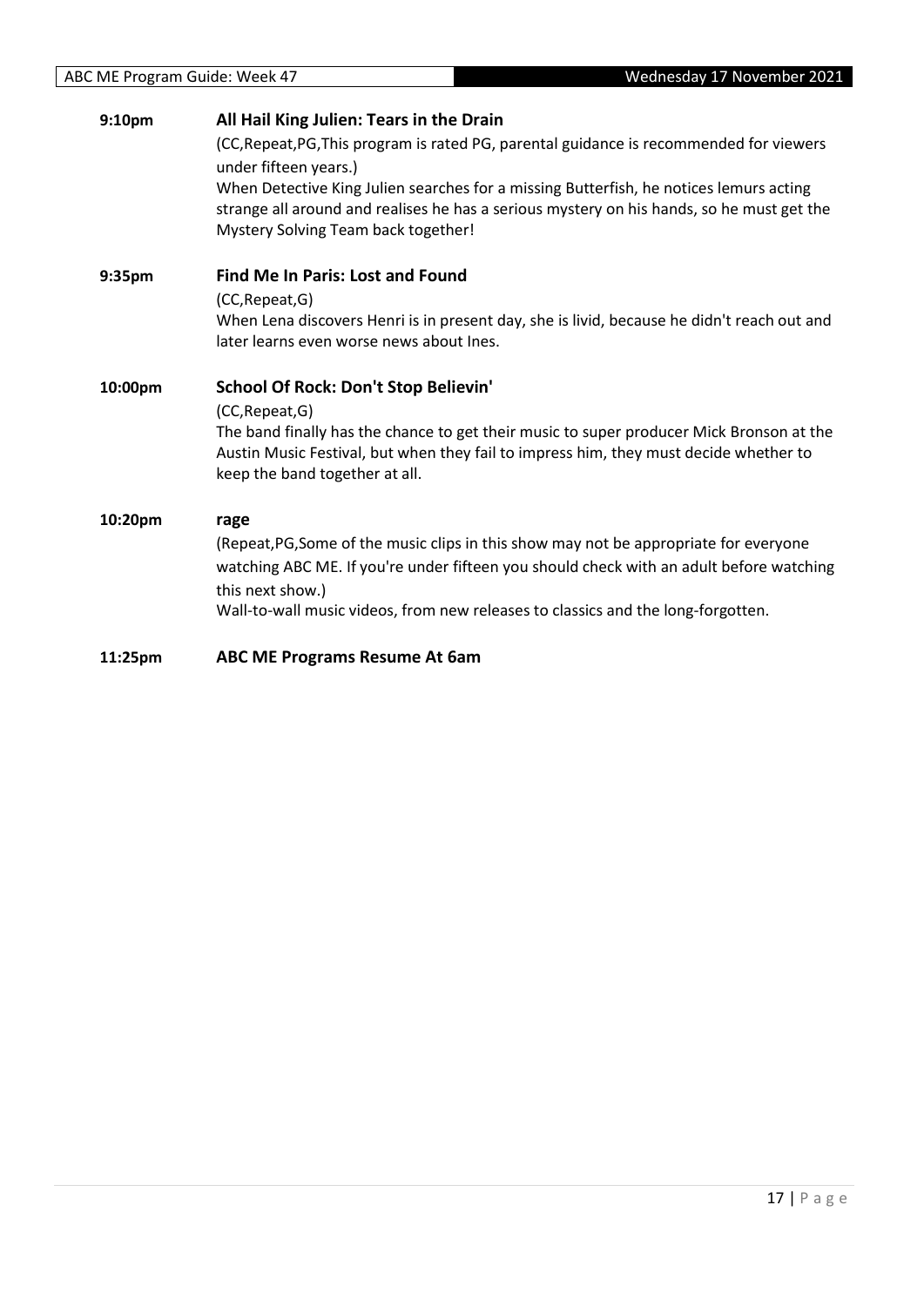**9:10pm** **All Hail King Julien: Tears in the Drain**

(CC,Repeat,PG,This program is rated PG, parental guidance is recommended for viewers under fifteen years.)
When Detective King Julien searches for a missing Butterfish, he notices lemurs acting strange all around and realises he has a serious mystery on his hands, so he must get the Mystery Solving Team back together!

**9:35pm** **Find Me In Paris: Lost and Found**

(CC,Repeat,G)
When Lena discovers Henri is in present day, she is livid, because he didn't reach out and later learns even worse news about Ines.

**10:00pm** **School Of Rock: Don't Stop Believin'**

(CC,Repeat,G)
The band finally has the chance to get their music to super producer Mick Bronson at the Austin Music Festival, but when they fail to impress him, they must decide whether to keep the band together at all.

**10:20pm** **rage**

(Repeat,PG,Some of the music clips in this show may not be appropriate for everyone watching ABC ME. If you're under fifteen you should check with an adult before watching this next show.)
Wall-to-wall music videos, from new releases to classics and the long-forgotten.

**11:25pm** **ABC ME Programs Resume At 6am**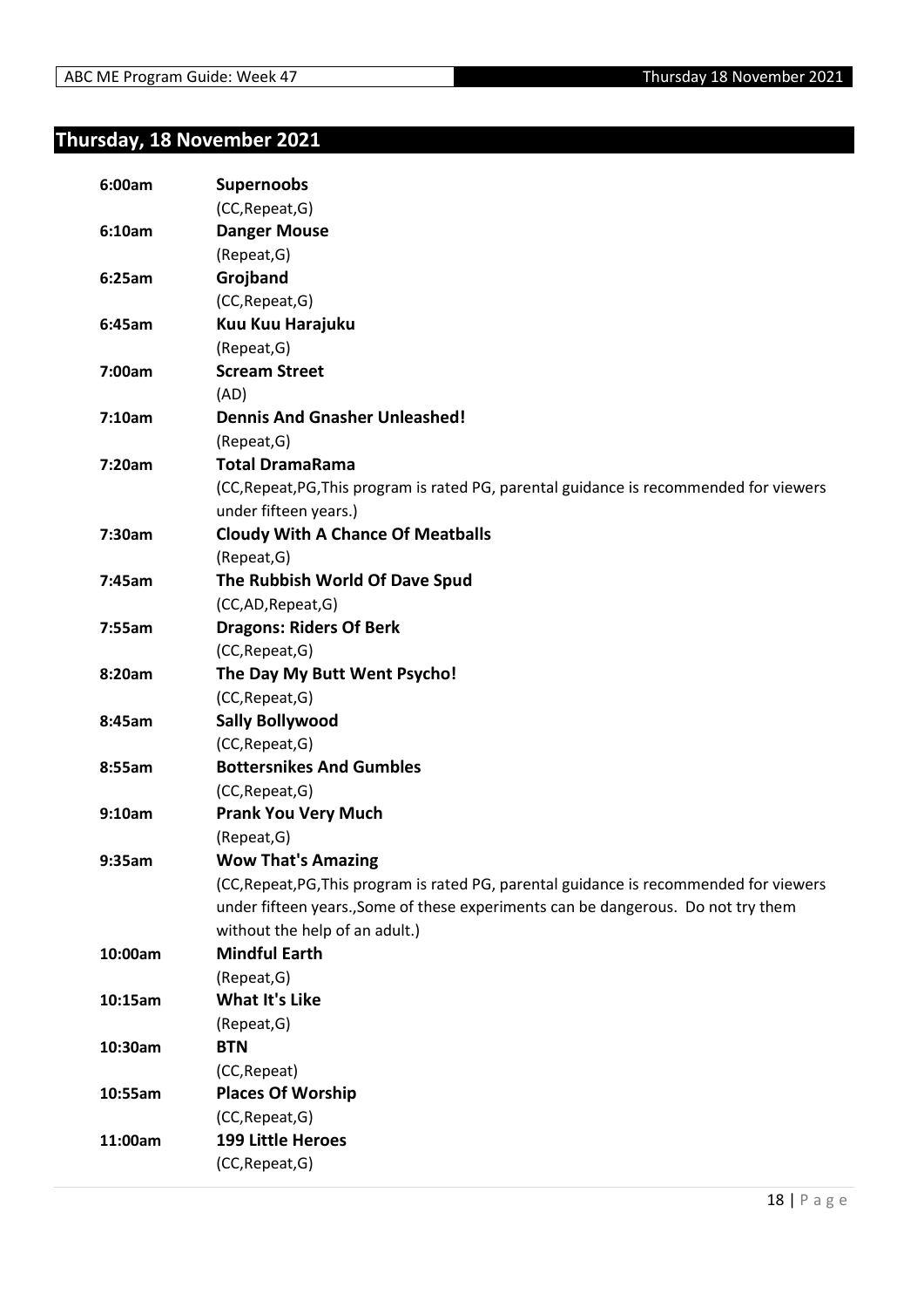## Thursday, 18 November 2021

| | |
|---|---|
| 6:00am | **Supernoobs** |
| | (CC,Repeat,G) |
| 6:10am | **Danger Mouse** |
| | (Repeat,G) |
| 6:25am | **Grojband** |
| | (CC,Repeat,G) |
| 6:45am | **Kuu Kuu Harajuku** |
| | (Repeat,G) |
| 7:00am | **Scream Street** |
| | (AD) |
| 7:10am | **Dennis And Gnasher Unleashed!** |
| | (Repeat,G) |
| 7:20am | **Total DramaRama** |
| | (CC,Repeat,PG,This program is rated PG, parental guidance is recommended for viewers under fifteen years.) |
| 7:30am | **Cloudy With A Chance Of Meatballs** |
| | (Repeat,G) |
| 7:45am | **The Rubbish World Of Dave Spud** |
| | (CC,AD,Repeat,G) |
| 7:55am | **Dragons: Riders Of Berk** |
| | (CC,Repeat,G) |
| 8:20am | **The Day My Butt Went Psycho!** |
| | (CC,Repeat,G) |
| 8:45am | **Sally Bollywood** |
| | (CC,Repeat,G) |
| 8:55am | **Bottersnikes And Gumbles** |
| | (CC,Repeat,G) |
| 9:10am | **Prank You Very Much** |
| | (Repeat,G) |
| 9:35am | **Wow That's Amazing** |
| | (CC,Repeat,PG,This program is rated PG, parental guidance is recommended for viewers under fifteen years.,Some of these experiments can be dangerous. Do not try them without the help of an adult.) |
| 10:00am | **Mindful Earth** |
| | (Repeat,G) |
| 10:15am | **What It's Like** |
| | (Repeat,G) |
| 10:30am | **BTN** |
| | (CC,Repeat) |
| 10:55am | **Places Of Worship** |
| | (CC,Repeat,G) |
| 11:00am | **199 Little Heroes** |
| | (CC,Repeat,G) |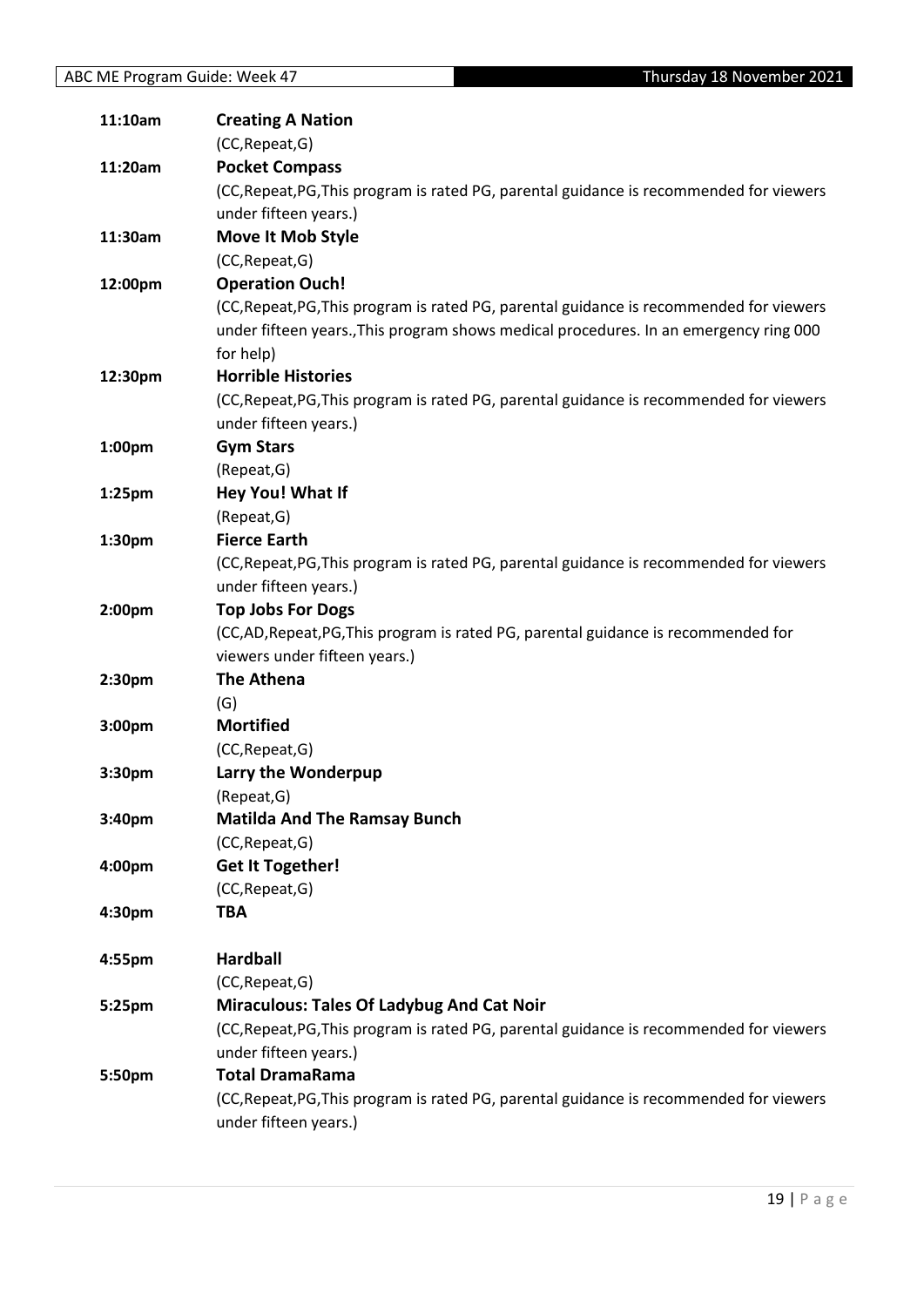| | |
|---|---|
| 11:10am | **Creating A Nation** |
| | (CC,Repeat,G) |
| 11:20am | **Pocket Compass** |
| | (CC,Repeat,PG,This program is rated PG, parental guidance is recommended for viewers under fifteen years.) |
| 11:30am | **Move It Mob Style** |
| | (CC,Repeat,G) |
| 12:00pm | **Operation Ouch!** |
| | (CC,Repeat,PG,This program is rated PG, parental guidance is recommended for viewers under fifteen years.,This program shows medical procedures. In an emergency ring 000 for help) |
| 12:30pm | **Horrible Histories** |
| | (CC,Repeat,PG,This program is rated PG, parental guidance is recommended for viewers under fifteen years.) |
| 1:00pm | **Gym Stars** |
| | (Repeat,G) |
| 1:25pm | **Hey You! What If** |
| | (Repeat,G) |
| 1:30pm | **Fierce Earth** |
| | (CC,Repeat,PG,This program is rated PG, parental guidance is recommended for viewers under fifteen years.) |
| 2:00pm | **Top Jobs For Dogs** |
| | (CC,AD,Repeat,PG,This program is rated PG, parental guidance is recommended for viewers under fifteen years.) |
| 2:30pm | **The Athena** |
| | (G) |
| 3:00pm | **Mortified** |
| | (CC,Repeat,G) |
| 3:30pm | **Larry the Wonderpup** |
| | (Repeat,G) |
| 3:40pm | **Matilda And The Ramsay Bunch** |
| | (CC,Repeat,G) |
| 4:00pm | **Get It Together!** |
| | (CC,Repeat,G) |
| 4:30pm | **TBA** |
| 4:55pm | **Hardball** |
| | (CC,Repeat,G) |
| 5:25pm | **Miraculous: Tales Of Ladybug And Cat Noir** |
| | (CC,Repeat,PG,This program is rated PG, parental guidance is recommended for viewers under fifteen years.) |
| 5:50pm | **Total DramaRama** |
| | (CC,Repeat,PG,This program is rated PG, parental guidance is recommended for viewers under fifteen years.) |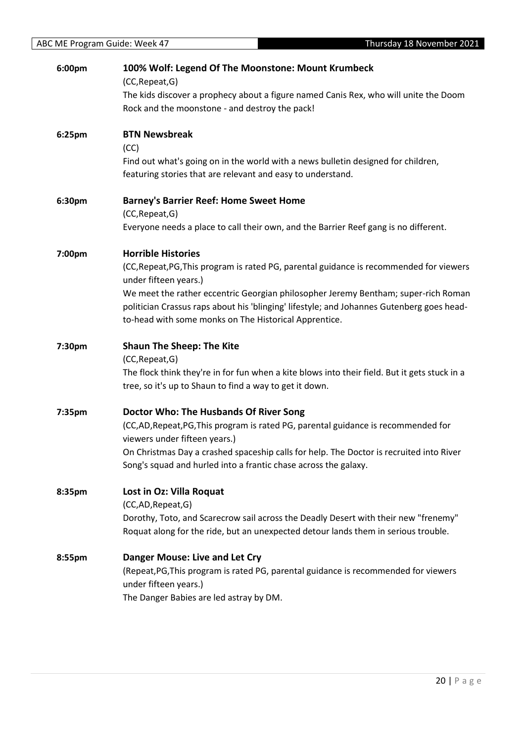**6:00pm** **100% Wolf: Legend Of The Moonstone: Mount Krumbeck**

(CC,Repeat,G)

The kids discover a prophecy about a figure named Canis Rex, who will unite the Doom Rock and the moonstone - and destroy the pack!

**6:25pm** **BTN Newsbreak**

(CC)

Find out what's going on in the world with a news bulletin designed for children, featuring stories that are relevant and easy to understand.

**6:30pm** **Barney's Barrier Reef: Home Sweet Home**

(CC,Repeat,G)

Everyone needs a place to call their own, and the Barrier Reef gang is no different.

**7:00pm** **Horrible Histories**

(CC,Repeat,PG,This program is rated PG, parental guidance is recommended for viewers under fifteen years.)

We meet the rather eccentric Georgian philosopher Jeremy Bentham; super-rich Roman politician Crassus raps about his 'blinging' lifestyle; and Johannes Gutenberg goes head-to-head with some monks on The Historical Apprentice.

**7:30pm** **Shaun The Sheep: The Kite**

(CC,Repeat,G)

The flock think they're in for fun when a kite blows into their field. But it gets stuck in a tree, so it's up to Shaun to find a way to get it down.

**7:35pm** **Doctor Who: The Husbands Of River Song**

(CC,AD,Repeat,PG,This program is rated PG, parental guidance is recommended for viewers under fifteen years.)

On Christmas Day a crashed spaceship calls for help. The Doctor is recruited into River Song's squad and hurled into a frantic chase across the galaxy.

**8:35pm** **Lost in Oz: Villa Roquat**

(CC,AD,Repeat,G)

Dorothy, Toto, and Scarecrow sail across the Deadly Desert with their new "frenemy" Roquat along for the ride, but an unexpected detour lands them in serious trouble.

**8:55pm** **Danger Mouse: Live and Let Cry**

(Repeat,PG,This program is rated PG, parental guidance is recommended for viewers under fifteen years.)

The Danger Babies are led astray by DM.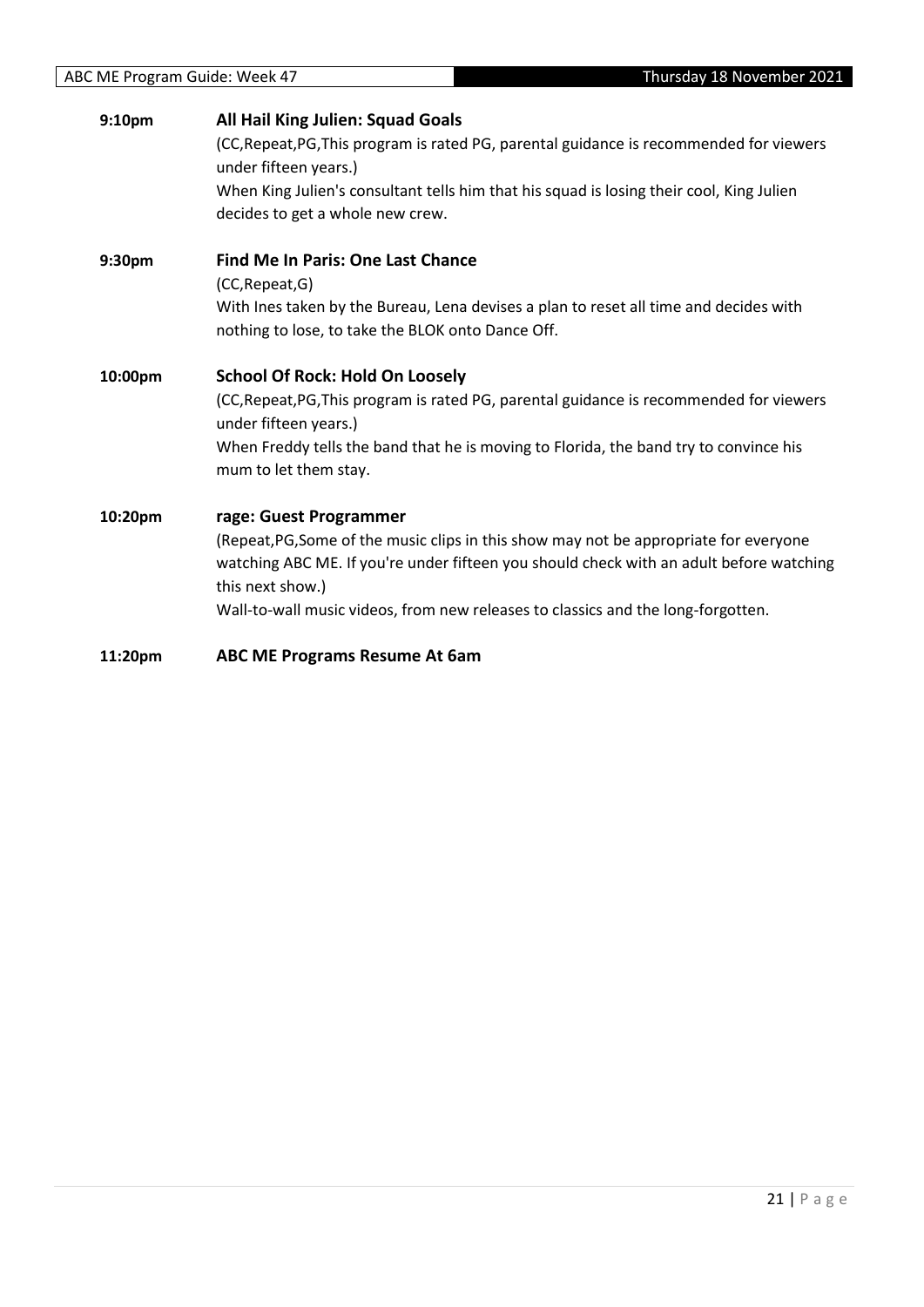**9:10pm** **All Hail King Julien: Squad Goals**

(CC,Repeat,PG,This program is rated PG, parental guidance is recommended for viewers under fifteen years.)

When King Julien's consultant tells him that his squad is losing their cool, King Julien decides to get a whole new crew.

**9:30pm** **Find Me In Paris: One Last Chance**

(CC,Repeat,G)

With Ines taken by the Bureau, Lena devises a plan to reset all time and decides with nothing to lose, to take the BLOK onto Dance Off.

**10:00pm** **School Of Rock: Hold On Loosely**

(CC,Repeat,PG,This program is rated PG, parental guidance is recommended for viewers under fifteen years.)

When Freddy tells the band that he is moving to Florida, the band try to convince his mum to let them stay.

**10:20pm** **rage: Guest Programmer**

(Repeat,PG,Some of the music clips in this show may not be appropriate for everyone watching ABC ME. If you're under fifteen you should check with an adult before watching this next show.)

Wall-to-wall music videos, from new releases to classics and the long-forgotten.

**11:20pm** **ABC ME Programs Resume At 6am**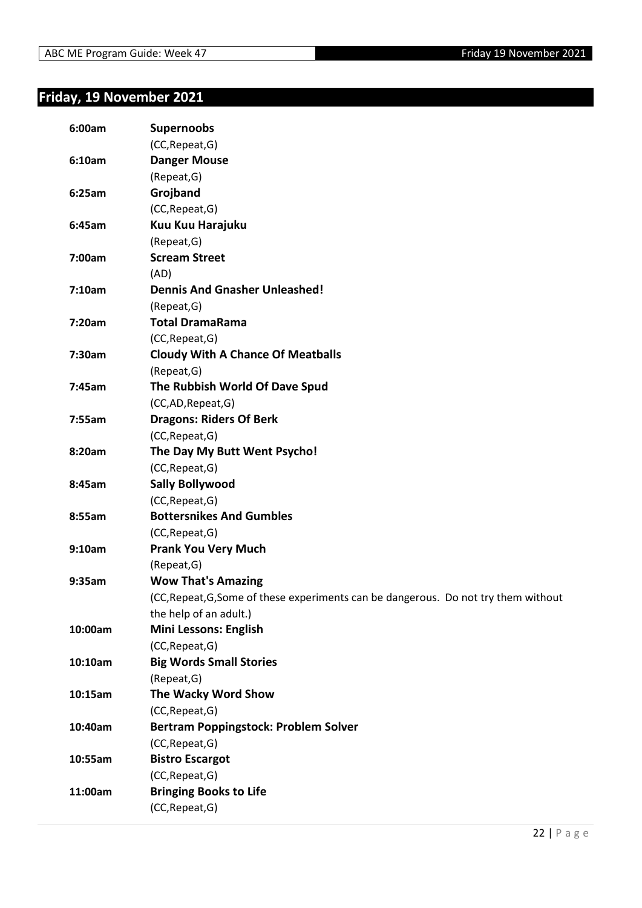## Friday, 19 November 2021

| | |
|---|---|
| 6:00am | **Supernoobs** |
| | (CC,Repeat,G) |
| 6:10am | **Danger Mouse** |
| | (Repeat,G) |
| 6:25am | **Grojband** |
| | (CC,Repeat,G) |
| 6:45am | **Kuu Kuu Harajuku** |
| | (Repeat,G) |
| 7:00am | **Scream Street** |
| | (AD) |
| 7:10am | **Dennis And Gnasher Unleashed!** |
| | (Repeat,G) |
| 7:20am | **Total DramaRama** |
| | (CC,Repeat,G) |
| 7:30am | **Cloudy With A Chance Of Meatballs** |
| | (Repeat,G) |
| 7:45am | **The Rubbish World Of Dave Spud** |
| | (CC,AD,Repeat,G) |
| 7:55am | **Dragons: Riders Of Berk** |
| | (CC,Repeat,G) |
| 8:20am | **The Day My Butt Went Psycho!** |
| | (CC,Repeat,G) |
| 8:45am | **Sally Bollywood** |
| | (CC,Repeat,G) |
| 8:55am | **Bottersnikes And Gumbles** |
| | (CC,Repeat,G) |
| 9:10am | **Prank You Very Much** |
| | (Repeat,G) |
| 9:35am | **Wow That's Amazing** |
| | (CC,Repeat,G,Some of these experiments can be dangerous. Do not try them without the help of an adult.) |
| 10:00am | **Mini Lessons: English** |
| | (CC,Repeat,G) |
| 10:10am | **Big Words Small Stories** |
| | (Repeat,G) |
| 10:15am | **The Wacky Word Show** |
| | (CC,Repeat,G) |
| 10:40am | **Bertram Poppingstock: Problem Solver** |
| | (CC,Repeat,G) |
| 10:55am | **Bistro Escargot** |
| | (CC,Repeat,G) |
| 11:00am | **Bringing Books to Life** |
| | (CC,Repeat,G) |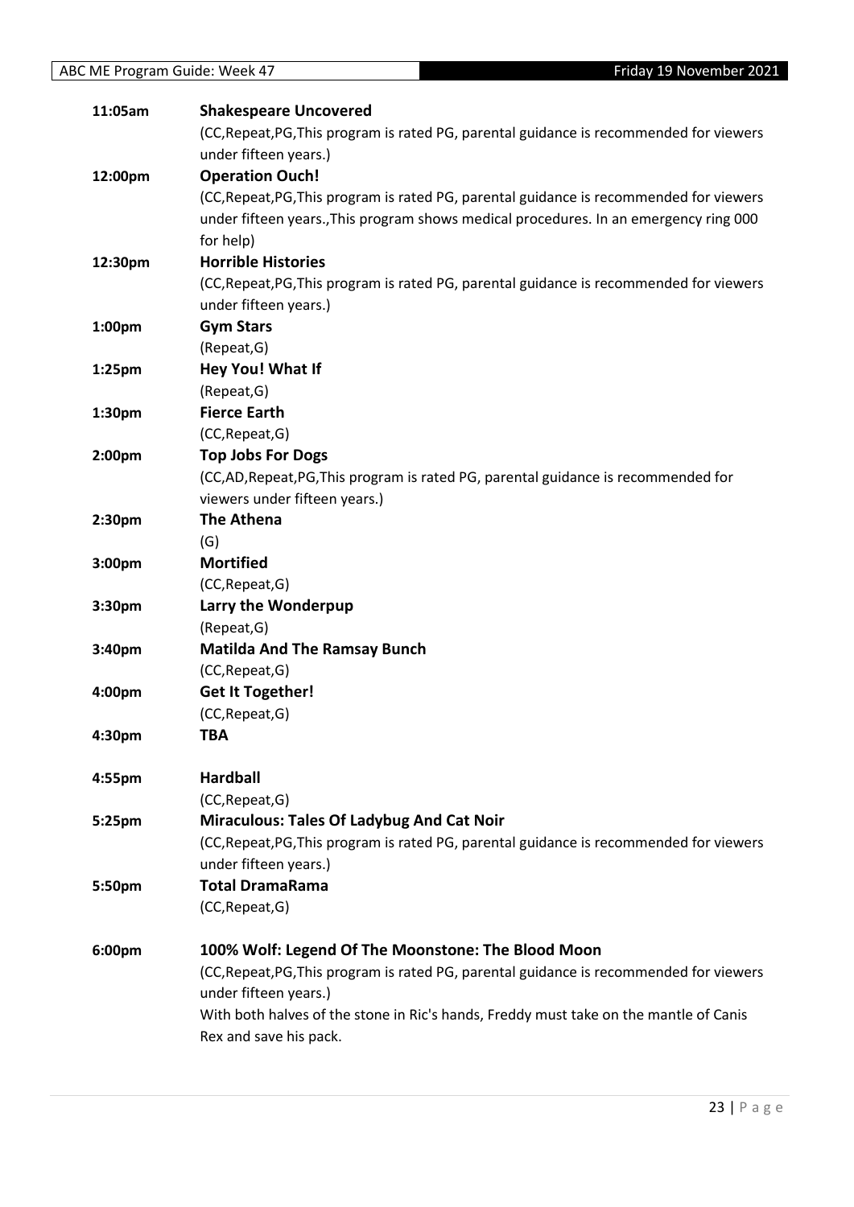**11:05am** **Shakespeare Uncovered**

(CC,Repeat,PG,This program is rated PG, parental guidance is recommended for viewers under fifteen years.)

**12:00pm** **Operation Ouch!**

(CC,Repeat,PG,This program is rated PG, parental guidance is recommended for viewers under fifteen years.,This program shows medical procedures. In an emergency ring 000 for help)

**12:30pm** **Horrible Histories**

(CC,Repeat,PG,This program is rated PG, parental guidance is recommended for viewers under fifteen years.)

**1:00pm** **Gym Stars**

(Repeat,G)

**1:25pm** **Hey You! What If**

(Repeat,G)

**1:30pm** **Fierce Earth**

(CC,Repeat,G)

**2:00pm** **Top Jobs For Dogs**

(CC,AD,Repeat,PG,This program is rated PG, parental guidance is recommended for viewers under fifteen years.)

**2:30pm** **The Athena**

(G)

**3:00pm** **Mortified**

(CC,Repeat,G)

**3:30pm** **Larry the Wonderpup**

(Repeat,G)

**3:40pm** **Matilda And The Ramsay Bunch**

(CC,Repeat,G)

**4:00pm** **Get It Together!**

(CC,Repeat,G)

**4:30pm** **TBA**

**4:55pm** **Hardball**

(CC,Repeat,G)

**5:25pm** **Miraculous: Tales Of Ladybug And Cat Noir**

(CC,Repeat,PG,This program is rated PG, parental guidance is recommended for viewers under fifteen years.)

**5:50pm** **Total DramaRama**

(CC,Repeat,G)

**6:00pm** **100% Wolf: Legend Of The Moonstone: The Blood Moon**

(CC,Repeat,PG,This program is rated PG, parental guidance is recommended for viewers under fifteen years.)

With both halves of the stone in Ric's hands, Freddy must take on the mantle of Canis Rex and save his pack.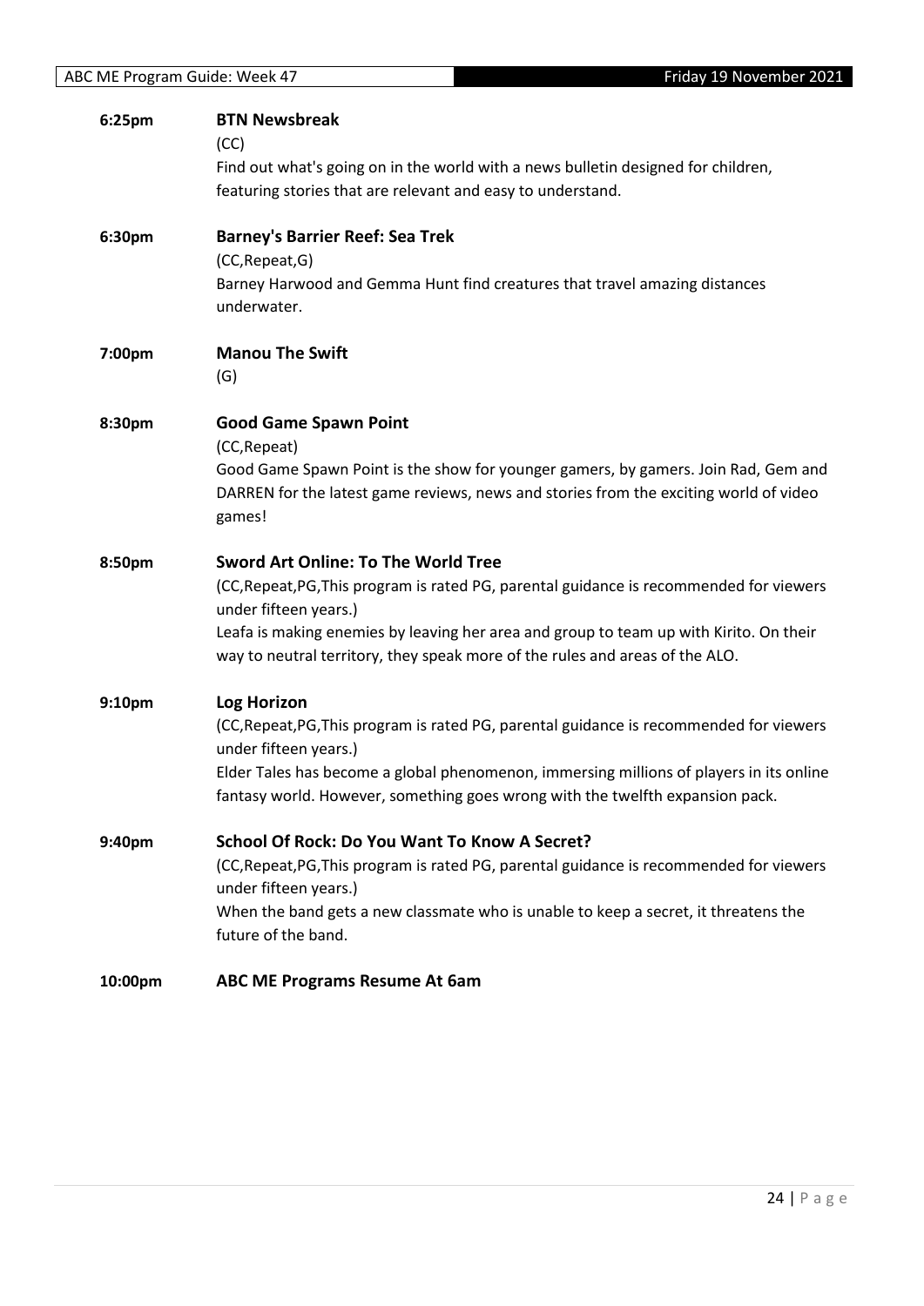**6:25pm** **BTN Newsbreak**

(CC)

Find out what's going on in the world with a news bulletin designed for children, featuring stories that are relevant and easy to understand.

**6:30pm** **Barney's Barrier Reef: Sea Trek**

(CC,Repeat,G)

Barney Harwood and Gemma Hunt find creatures that travel amazing distances underwater.

**7:00pm** **Manou The Swift**

(G)

**8:30pm** **Good Game Spawn Point**

(CC,Repeat)

Good Game Spawn Point is the show for younger gamers, by gamers. Join Rad, Gem and DARREN for the latest game reviews, news and stories from the exciting world of video games!

**8:50pm** **Sword Art Online: To The World Tree**

(CC,Repeat,PG,This program is rated PG, parental guidance is recommended for viewers under fifteen years.)

Leafa is making enemies by leaving her area and group to team up with Kirito. On their way to neutral territory, they speak more of the rules and areas of the ALO.

**9:10pm** **Log Horizon**

(CC,Repeat,PG,This program is rated PG, parental guidance is recommended for viewers under fifteen years.)

Elder Tales has become a global phenomenon, immersing millions of players in its online fantasy world. However, something goes wrong with the twelfth expansion pack.

**9:40pm** **School Of Rock: Do You Want To Know A Secret?**

(CC,Repeat,PG,This program is rated PG, parental guidance is recommended for viewers under fifteen years.)

When the band gets a new classmate who is unable to keep a secret, it threatens the future of the band.

**10:00pm** **ABC ME Programs Resume At 6am**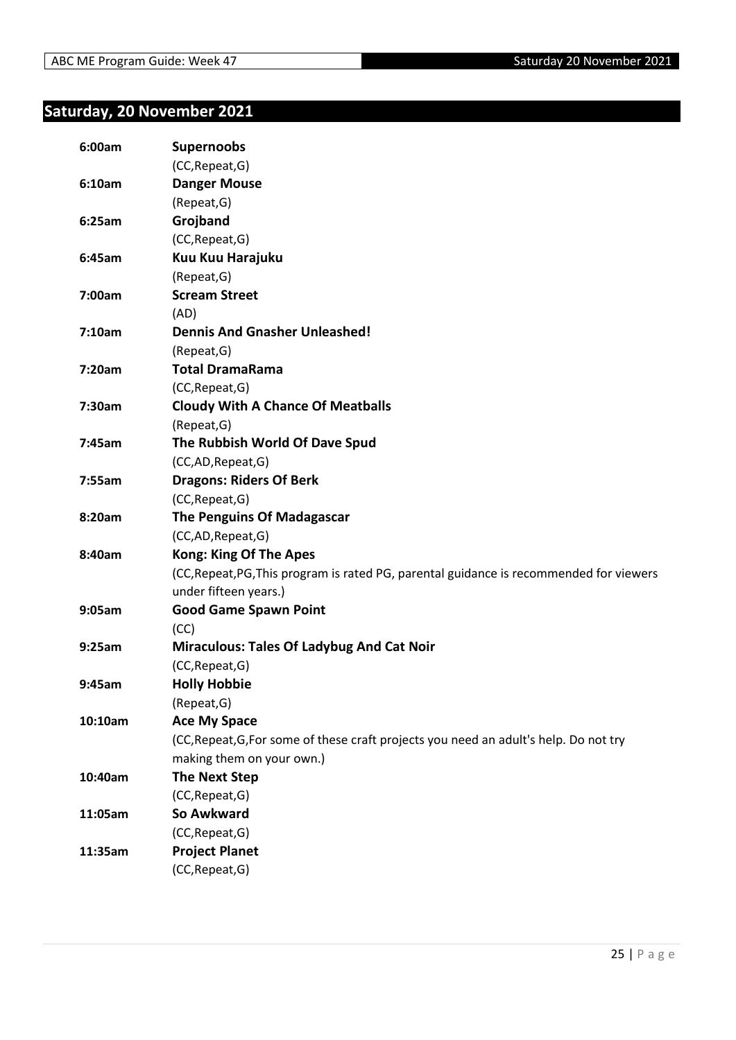## Saturday, 20 November 2021

| | |
|---|---|
| **6:00am** | **Supernoobs** |
| | (CC,Repeat,G) |
| **6:10am** | **Danger Mouse** |
| | (Repeat,G) |
| **6:25am** | **Grojband** |
| | (CC,Repeat,G) |
| **6:45am** | **Kuu Kuu Harajuku** |
| | (Repeat,G) |
| **7:00am** | **Scream Street** |
| | (AD) |
| **7:10am** | **Dennis And Gnasher Unleashed!** |
| | (Repeat,G) |
| **7:20am** | **Total DramaRama** |
| | (CC,Repeat,G) |
| **7:30am** | **Cloudy With A Chance Of Meatballs** |
| | (Repeat,G) |
| **7:45am** | **The Rubbish World Of Dave Spud** |
| | (CC,AD,Repeat,G) |
| **7:55am** | **Dragons: Riders Of Berk** |
| | (CC,Repeat,G) |
| **8:20am** | **The Penguins Of Madagascar** |
| | (CC,AD,Repeat,G) |
| **8:40am** | **Kong: King Of The Apes** |
| | (CC,Repeat,PG,This program is rated PG, parental guidance is recommended for viewers under fifteen years.) |
| **9:05am** | **Good Game Spawn Point** |
| | (CC) |
| **9:25am** | **Miraculous: Tales Of Ladybug And Cat Noir** |
| | (CC,Repeat,G) |
| **9:45am** | **Holly Hobbie** |
| | (Repeat,G) |
| **10:10am** | **Ace My Space** |
| | (CC,Repeat,G,For some of these craft projects you need an adult's help. Do not try making them on your own.) |
| **10:40am** | **The Next Step** |
| | (CC,Repeat,G) |
| **11:05am** | **So Awkward** |
| | (CC,Repeat,G) |
| **11:35am** | **Project Planet** |
| | (CC,Repeat,G) |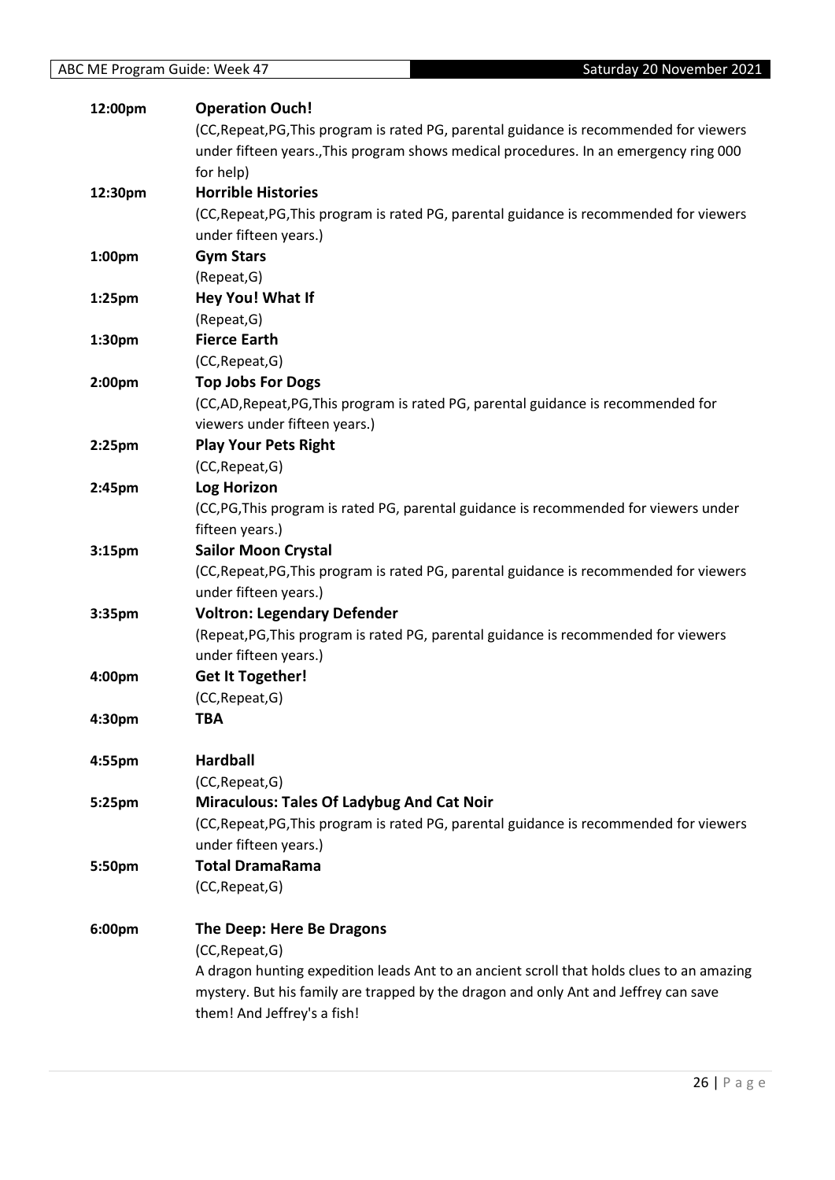| | |
|---|---|
| **12:00pm** | **Operation Ouch!** |
| | (CC,Repeat,PG,This program is rated PG, parental guidance is recommended for viewers under fifteen years.,This program shows medical procedures. In an emergency ring 000 for help) |
| **12:30pm** | **Horrible Histories** |
| | (CC,Repeat,PG,This program is rated PG, parental guidance is recommended for viewers under fifteen years.) |
| **1:00pm** | **Gym Stars** |
| | (Repeat,G) |
| **1:25pm** | **Hey You! What If** |
| | (Repeat,G) |
| **1:30pm** | **Fierce Earth** |
| | (CC,Repeat,G) |
| **2:00pm** | **Top Jobs For Dogs** |
| | (CC,AD,Repeat,PG,This program is rated PG, parental guidance is recommended for viewers under fifteen years.) |
| **2:25pm** | **Play Your Pets Right** |
| | (CC,Repeat,G) |
| **2:45pm** | **Log Horizon** |
| | (CC,PG,This program is rated PG, parental guidance is recommended for viewers under fifteen years.) |
| **3:15pm** | **Sailor Moon Crystal** |
| | (CC,Repeat,PG,This program is rated PG, parental guidance is recommended for viewers under fifteen years.) |
| **3:35pm** | **Voltron: Legendary Defender** |
| | (Repeat,PG,This program is rated PG, parental guidance is recommended for viewers under fifteen years.) |
| **4:00pm** | **Get It Together!** |
| | (CC,Repeat,G) |
| **4:30pm** | **TBA** |
| **4:55pm** | **Hardball** |
| | (CC,Repeat,G) |
| **5:25pm** | **Miraculous: Tales Of Ladybug And Cat Noir** |
| | (CC,Repeat,PG,This program is rated PG, parental guidance is recommended for viewers under fifteen years.) |
| **5:50pm** | **Total DramaRama** |
| | (CC,Repeat,G) |
| **6:00pm** | **The Deep: Here Be Dragons** |
| | (CC,Repeat,G) |
| | A dragon hunting expedition leads Ant to an ancient scroll that holds clues to an amazing mystery. But his family are trapped by the dragon and only Ant and Jeffrey can save them! And Jeffrey's a fish! |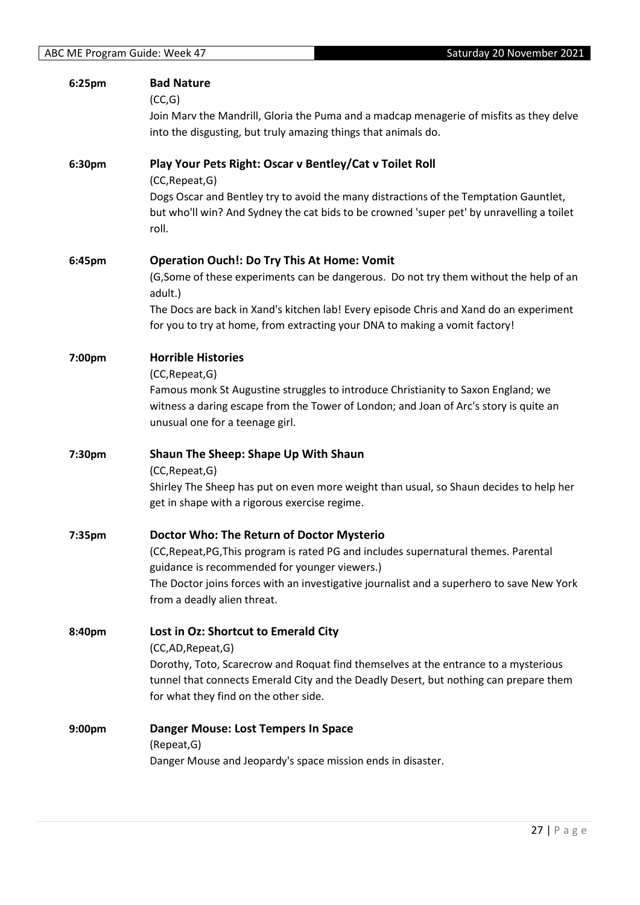**6:25pm** **Bad Nature**

(CC,G)

Join Marv the Mandrill, Gloria the Puma and a madcap menagerie of misfits as they delve into the disgusting, but truly amazing things that animals do.

**6:30pm** **Play Your Pets Right: Oscar v Bentley/Cat v Toilet Roll**

(CC,Repeat,G)

Dogs Oscar and Bentley try to avoid the many distractions of the Temptation Gauntlet, but who'll win? And Sydney the cat bids to be crowned 'super pet' by unravelling a toilet roll.

**6:45pm** **Operation Ouch!: Do Try This At Home: Vomit**

(G,Some of these experiments can be dangerous. Do not try them without the help of an adult.)

The Docs are back in Xand's kitchen lab! Every episode Chris and Xand do an experiment for you to try at home, from extracting your DNA to making a vomit factory!

**7:00pm** **Horrible Histories**

(CC,Repeat,G)

Famous monk St Augustine struggles to introduce Christianity to Saxon England; we witness a daring escape from the Tower of London; and Joan of Arc's story is quite an unusual one for a teenage girl.

**7:30pm** **Shaun The Sheep: Shape Up With Shaun**

(CC,Repeat,G)

Shirley The Sheep has put on even more weight than usual, so Shaun decides to help her get in shape with a rigorous exercise regime.

**7:35pm** **Doctor Who: The Return of Doctor Mysterio**

(CC,Repeat,PG,This program is rated PG and includes supernatural themes. Parental guidance is recommended for younger viewers.)

The Doctor joins forces with an investigative journalist and a superhero to save New York from a deadly alien threat.

**8:40pm** **Lost in Oz: Shortcut to Emerald City**

(CC,AD,Repeat,G)

Dorothy, Toto, Scarecrow and Roquat find themselves at the entrance to a mysterious tunnel that connects Emerald City and the Deadly Desert, but nothing can prepare them for what they find on the other side.

**9:00pm** **Danger Mouse: Lost Tempers In Space**

(Repeat,G)

Danger Mouse and Jeopardy's space mission ends in disaster.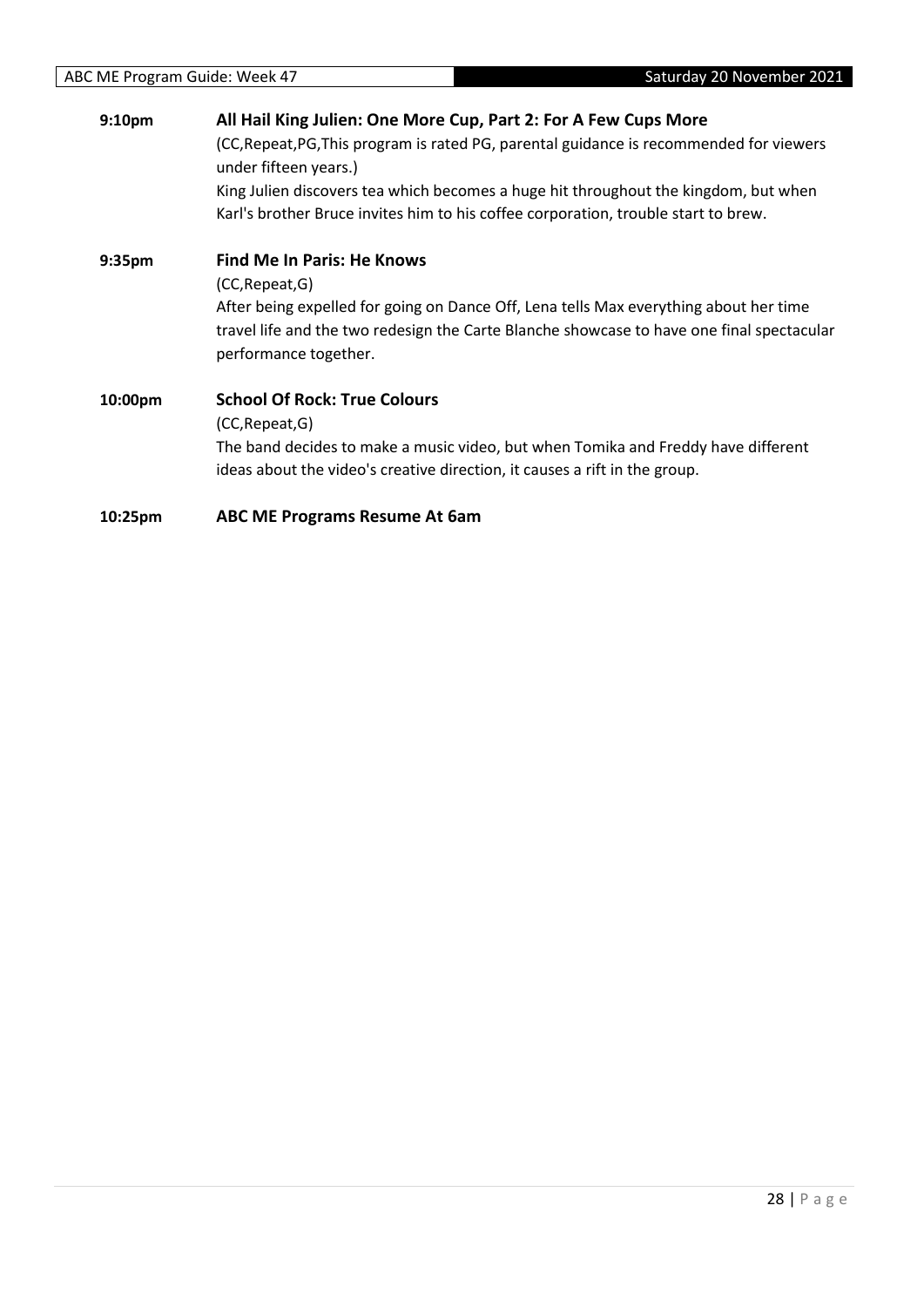**9:10pm** **All Hail King Julien: One More Cup, Part 2: For A Few Cups More**

(CC,Repeat,PG,This program is rated PG, parental guidance is recommended for viewers under fifteen years.)

King Julien discovers tea which becomes a huge hit throughout the kingdom, but when Karl's brother Bruce invites him to his coffee corporation, trouble start to brew.

**9:35pm** **Find Me In Paris: He Knows**

(CC,Repeat,G)

After being expelled for going on Dance Off, Lena tells Max everything about her time travel life and the two redesign the Carte Blanche showcase to have one final spectacular performance together.

**10:00pm** **School Of Rock: True Colours**

(CC,Repeat,G)

The band decides to make a music video, but when Tomika and Freddy have different ideas about the video's creative direction, it causes a rift in the group.

**10:25pm** **ABC ME Programs Resume At 6am**